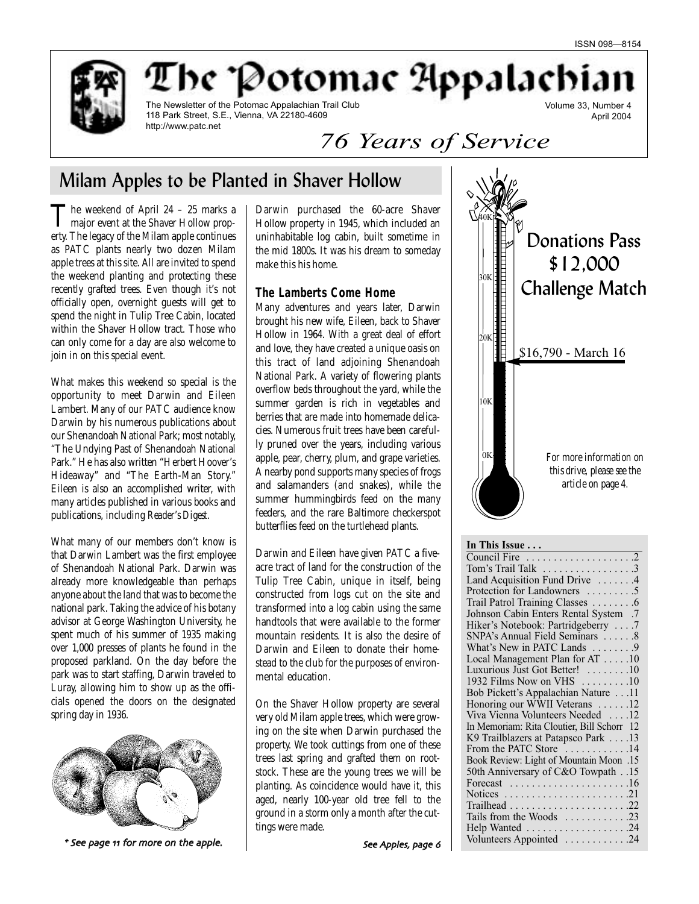ISSN 098—8154

# The Potomac Appalachian

The Newsletter of the Potomac Appalachian Trail Club
118 Park Street, S.E., Vienna, VA 22180-4609
http://www.patc.net

Volume 33, Number 4
April 2004

*76 Years of Service*

## Milam Apples to be Planted in Shaver Hollow

The weekend of April 24 – 25 marks a major event at the Shaver Hollow property. The legacy of the Milam apple continues as PATC plants nearly two dozen Milam apple trees at this site. All are invited to spend the weekend planting and protecting these recently grafted trees. Even though it's not officially open, overnight guests will get to spend the night in Tulip Tree Cabin, located within the Shaver Hollow tract. Those who can only come for a day are also welcome to join in on this special event.

What makes this weekend so special is the opportunity to meet Darwin and Eileen Lambert. Many of our PATC audience know Darwin by his numerous publications about our Shenandoah National Park; most notably, "The Undying Past of Shenandoah National Park." He has also written "Herbert Hoover's Hideaway" and "The Earth-Man Story." Eileen is also an accomplished writer, with many articles published in various books and publications, including *Reader's Digest*.

What many of our members don't know is that Darwin Lambert was the first employee of Shenandoah National Park. Darwin was already more knowledgeable than perhaps anyone about the land that was to become the national park. Taking the advice of his botany advisor at George Washington University, he spent much of his summer of 1935 making over 1,000 presses of plants he found in the proposed parkland. On the day before the park was to start staffing, Darwin traveled to Luray, allowing him to show up as the officials opened the doors on the designated spring day in 1936.

*\* See page 11 for more on the apple.*

Darwin purchased the 60-acre Shaver Hollow property in 1945, which included an uninhabitable log cabin, built sometime in the mid 1800s. It was his dream to someday make this his home.

### The Lamberts Come Home

Many adventures and years later, Darwin brought his new wife, Eileen, back to Shaver Hollow in 1964. With a great deal of effort and love, they have created a unique oasis on this tract of land adjoining Shenandoah National Park. A variety of flowering plants overflow beds throughout the yard, while the summer garden is rich in vegetables and berries that are made into homemade delicacies. Numerous fruit trees have been carefully pruned over the years, including various apple, pear, cherry, plum, and grape varieties. A nearby pond supports many species of frogs and salamanders (and snakes), while the summer hummingbirds feed on the many feeders, and the rare Baltimore checkerspot butterflies feed on the turtlehead plants.

Darwin and Eileen have given PATC a five-acre tract of land for the construction of the Tulip Tree Cabin, unique in itself, being constructed from logs cut on the site and transformed into a log cabin using the same handtools that were available to the former mountain residents. It is also the desire of Darwin and Eileen to donate their homestead to the club for the purposes of environmental education.

On the Shaver Hollow property are several very old Milam apple trees, which were growing on the site when Darwin purchased the property. We took cuttings from one of these trees last spring and grafted them on rootstock. These are the young trees we will be planting. As coincidence would have it, this aged, nearly 100-year old tree fell to the ground in a storm only a month after the cuttings were made.

*See Apples, page 6*

## Donations Pass $12,000 Challenge Match

40K
30K
20K
$16,790 - March 16
10K
0K

*For more information on this drive, please see the article on page 4.*

**In This Issue . . .**

| | |
|---|---|
| Council Fire | 2 |
| Tom's Trail Talk | 3 |
| Land Acquisition Fund Drive | 4 |
| Protection for Landowners | 5 |
| Trail Patrol Training Classes | 6 |
| Johnson Cabin Enters Rental System | 7 |
| Hiker's Notebook: Partridgeberry | 7 |
| SNPA's Annual Field Seminars | 8 |
| What's New in PATC Lands | 9 |
| Local Management Plan for AT | 10 |
| Luxurious Just Got Better! | 10 |
| 1932 Films Now on VHS | 10 |
| Bob Pickett's Appalachian Nature | 11 |
| Honoring our WWII Veterans | 12 |
| Viva Vienna Volunteers Needed | 12 |
| In Memoriam: Rita Cloutier, Bill Schorr | 12 |
| K9 Trailblazers at Patapsco Park | 13 |
| From the PATC Store | 14 |
| Book Review: Light of Mountain Moon | 15 |
| 50th Anniversary of C&O Towpath | 15 |
| Forecast | 16 |
| Notices | 21 |
| Trailhead | 22 |
| Tails from the Woods | 23 |
| Help Wanted | 24 |
| Volunteers Appointed | 24 |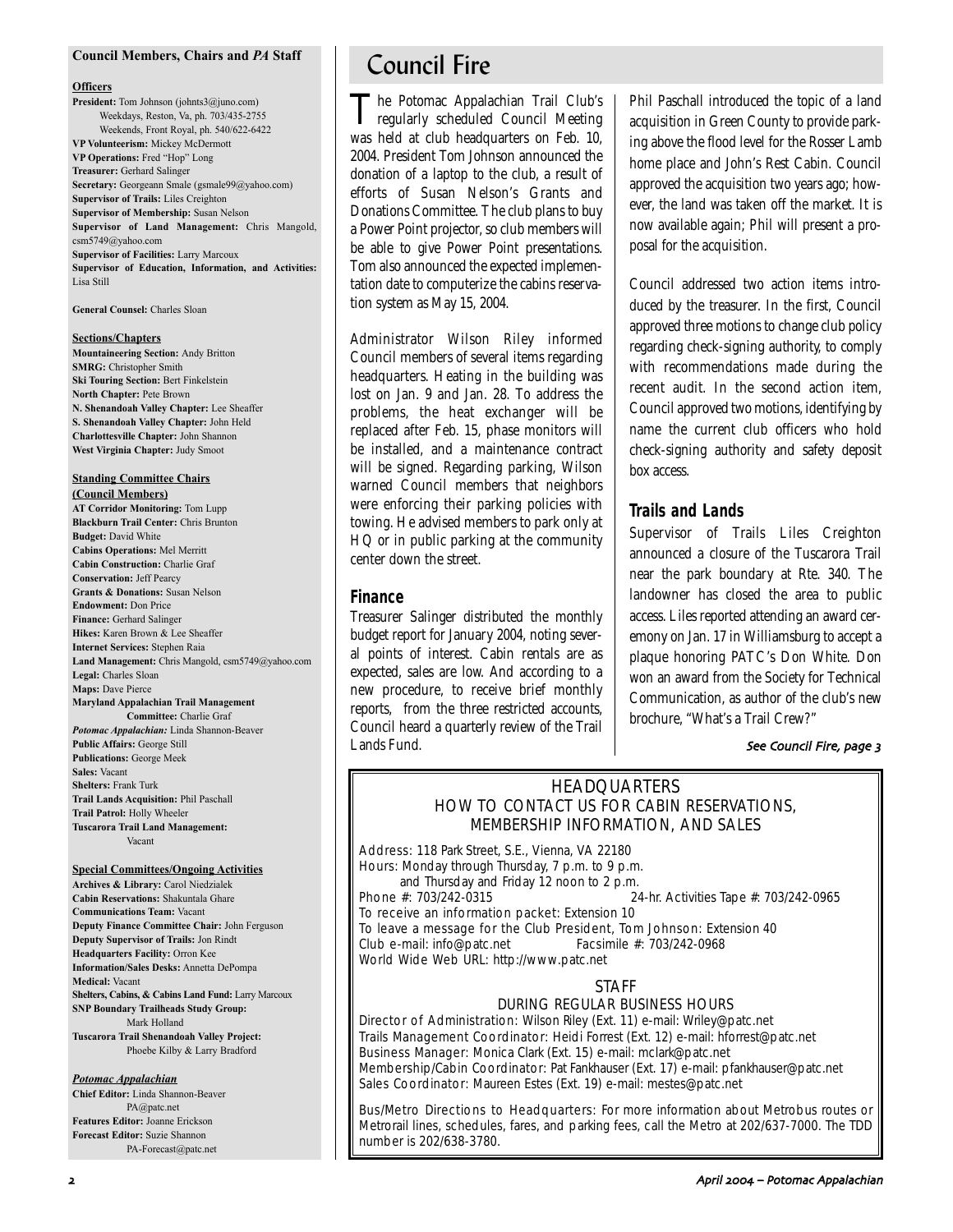## Council Members, Chairs and *PA* Staff

**Officers**

**President:** Tom Johnson (johnts3@juno.com)
Weekdays, Reston, Va, ph. 703/435-2755
Weekends, Front Royal, ph. 540/622-6422
**VP Volunteerism:** Mickey McDermott
**VP Operations:** Fred "Hop" Long
**Treasurer:** Gerhard Salinger
**Secretary:** Georgeann Smale (gsmale99@yahoo.com)
**Supervisor of Trails:** Liles Creighton
**Supervisor of Membership:** Susan Nelson
**Supervisor of Land Management:** Chris Mangold, csm5749@yahoo.com
**Supervisor of Facilities:** Larry Marcoux
**Supervisor of Education, Information, and Activities:** Lisa Still

**General Counsel:** Charles Sloan

**Sections/Chapters**

**Mountaineering Section:** Andy Britton
**SMRG:** Christopher Smith
**Ski Touring Section:** Bert Finkelstein
**North Chapter:** Pete Brown
**N. Shenandoah Valley Chapter:** Lee Sheaffer
**S. Shenandoah Valley Chapter:** John Held
**Charlottesville Chapter:** John Shannon
**West Virginia Chapter:** Judy Smoot

**Standing Committee Chairs (Council Members)**

**AT Corridor Monitoring:** Tom Lupp
**Blackburn Trail Center:** Chris Brunton
**Budget:** David White
**Cabins Operations:** Mel Merritt
**Cabin Construction:** Charlie Graf
**Conservation:** Jeff Pearcy
**Grants & Donations:** Susan Nelson
**Endowment:** Don Price
**Finance:** Gerhard Salinger
**Hikes:** Karen Brown & Lee Sheaffer
**Internet Services:** Stephen Raia
**Land Management:** Chris Mangold, csm5749@yahoo.com
**Legal:** Charles Sloan
**Maps:** Dave Pierce
**Maryland Appalachian Trail Management Committee:** Charlie Graf
***Potomac Appalachian:*** Linda Shannon-Beaver
**Public Affairs:** George Still
**Publications:** George Meek
**Sales:** Vacant
**Shelters:** Frank Turk
**Trail Lands Acquisition:** Phil Paschall
**Trail Patrol:** Holly Wheeler
**Tuscarora Trail Land Management:** Vacant

**Special Committees/Ongoing Activities**

**Archives & Library:** Carol Niedzialek
**Cabin Reservations:** Shakuntala Ghare
**Communications Team:** Vacant
**Deputy Finance Committee Chair:** John Ferguson
**Deputy Supervisor of Trails:** Jon Rindt
**Headquarters Facility:** Orron Kee
**Information/Sales Desks:** Annetta DePompa
**Medical:** Vacant
**Shelters, Cabins, & Cabins Land Fund:** Larry Marcoux
**SNP Boundary Trailheads Study Group:** Mark Holland
**Tuscarora Trail Shenandoah Valley Project:** Phoebe Kilby & Larry Bradford

***Potomac Appalachian***

**Chief Editor:** Linda Shannon-Beaver
PA@patc.net
**Features Editor:** Joanne Erickson
**Forecast Editor:** Suzie Shannon
PA-Forecast@patc.net

# Council Fire

The Potomac Appalachian Trail Club's regularly scheduled Council Meeting was held at club headquarters on Feb. 10, 2004. President Tom Johnson announced the donation of a laptop to the club, a result of efforts of Susan Nelson's Grants and Donations Committee. The club plans to buy a Power Point projector, so club members will be able to give Power Point presentations. Tom also announced the expected implementation date to computerize the cabins reservation system as May 15, 2004.

Administrator Wilson Riley informed Council members of several items regarding headquarters. Heating in the building was lost on Jan. 9 and Jan. 28. To address the problems, the heat exchanger will be replaced after Feb. 15, phase monitors will be installed, and a maintenance contract will be signed. Regarding parking, Wilson warned Council members that neighbors were enforcing their parking policies with towing. He advised members to park only at HQ or in public parking at the community center down the street.

## Finance

Treasurer Salinger distributed the monthly budget report for January 2004, noting several points of interest. Cabin rentals are as expected, sales are low. And according to a new procedure, to receive brief monthly reports, from the three restricted accounts, Council heard a quarterly review of the Trail Lands Fund.

Phil Paschall introduced the topic of a land acquisition in Green County to provide parking above the flood level for the Rosser Lamb home place and John's Rest Cabin. Council approved the acquisition two years ago; however, the land was taken off the market. It is now available again; Phil will present a proposal for the acquisition.

Council addressed two action items introduced by the treasurer. In the first, Council approved three motions to change club policy regarding check-signing authority, to comply with recommendations made during the recent audit. In the second action item, Council approved two motions, identifying by name the current club officers who hold check-signing authority and safety deposit box access.

## Trails and Lands

Supervisor of Trails Liles Creighton announced a closure of the Tuscarora Trail near the park boundary at Rte. 340. The landowner has closed the area to public access. Liles reported attending an award ceremony on Jan. 17 in Williamsburg to accept a plaque honoring PATC's Don White. Don won an award from the Society for Technical Communication, as author of the club's new brochure, "What's a Trail Crew?"

*See Council Fire, page 3*

## HEADQUARTERS
### HOW TO CONTACT US FOR CABIN RESERVATIONS, MEMBERSHIP INFORMATION, AND SALES

Address: 118 Park Street, S.E., Vienna, VA 22180
Hours: Monday through Thursday, 7 p.m. to 9 p.m.
and Thursday and Friday 12 noon to 2 p.m.
Phone #: 703/242-0315 24-hr. Activities Tape #: 703/242-0965
To receive an information packet: Extension 10
To leave a message for the Club President, Tom Johnson: Extension 40
Club e-mail: info@patc.net Facsimile #: 703/242-0968
World Wide Web URL: http://www.patc.net

### STAFF
#### DURING REGULAR BUSINESS HOURS

Director of Administration: Wilson Riley (Ext. 11) e-mail: Wriley@patc.net
Trails Management Coordinator: Heidi Forrest (Ext. 12) e-mail: hforrest@patc.net
Business Manager: Monica Clark (Ext. 15) e-mail: mclark@patc.net
Membership/Cabin Coordinator: Pat Fankhauser (Ext. 17) e-mail: pfankhauser@patc.net
Sales Coordinator: Maureen Estes (Ext. 19) e-mail: mestes@patc.net

Bus/Metro Directions to Headquarters: For more information about Metrobus routes or Metrorail lines, schedules, fares, and parking fees, call the Metro at 202/637-7000. The TDD number is 202/638-3780.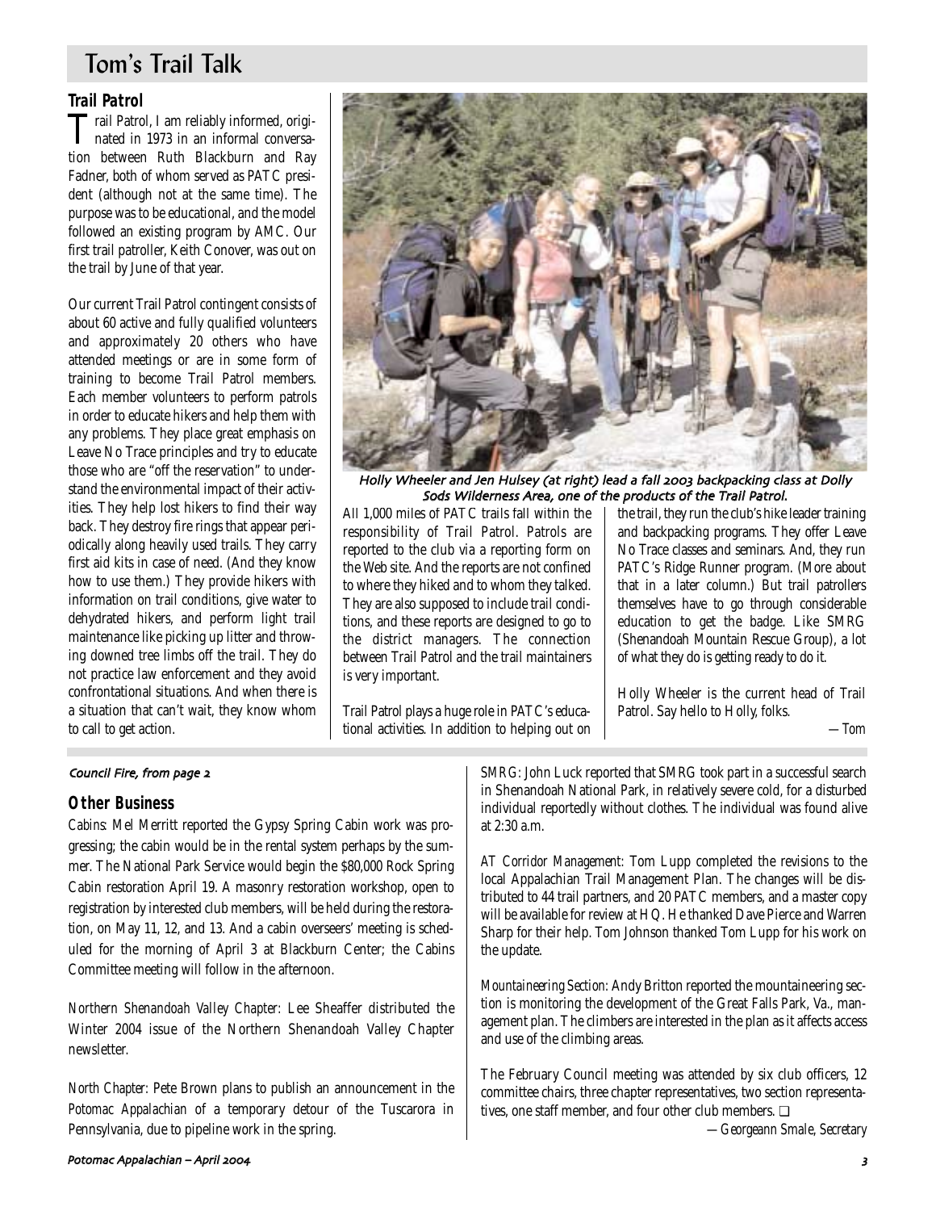# Tom's Trail Talk

## Trail Patrol

Trail Patrol, I am reliably informed, originated in 1973 in an informal conversation between Ruth Blackburn and Ray Fadner, both of whom served as PATC president (although not at the same time). The purpose was to be educational, and the model followed an existing program by AMC. Our first trail patroller, Keith Conover, was out on the trail by June of that year.

Our current Trail Patrol contingent consists of about 60 active and fully qualified volunteers and approximately 20 others who have attended meetings or are in some form of training to become Trail Patrol members. Each member volunteers to perform patrols in order to educate hikers and help them with any problems. They place great emphasis on Leave No Trace principles and try to educate those who are "off the reservation" to understand the environmental impact of their activities. They help lost hikers to find their way back. They destroy fire rings that appear periodically along heavily used trails. They carry first aid kits in case of need. (And they know how to use them.) They provide hikers with information on trail conditions, give water to dehydrated hikers, and perform light trail maintenance like picking up litter and throwing downed tree limbs off the trail. They do not practice law enforcement and they avoid confrontational situations. And when there is a situation that can't wait, they know whom to call to get action.

*Holly Wheeler and Jen Hulsey (at right) lead a fall 2003 backpacking class at Dolly Sods Wilderness Area, one of the products of the Trail Patrol.*

All 1,000 miles of PATC trails fall within the responsibility of Trail Patrol. Patrols are reported to the club via a reporting form on the Web site. And the reports are not confined to where they hiked and to whom they talked. They are also supposed to include trail conditions, and these reports are designed to go to the district managers. The connection between Trail Patrol and the trail maintainers is very important.

Trail Patrol plays a huge role in PATC's educational activities. In addition to helping out on the trail, they run the club's hike leader training and backpacking programs. They offer Leave No Trace classes and seminars. And, they run PATC's Ridge Runner program. (More about that in a later column.) But trail patrollers themselves have to go through considerable education to get the badge. Like SMRG (Shenandoah Mountain Rescue Group), a lot of what they do is getting ready to do it.

Holly Wheeler is the current head of Trail Patrol. Say hello to Holly, folks.

*—Tom*

---

*Council Fire, from page 2*

## Other Business

*Cabins:* Mel Merritt reported the Gypsy Spring Cabin work was progressing; the cabin would be in the rental system perhaps by the summer. The National Park Service would begin the $80,000 Rock Spring Cabin restoration April 19. A masonry restoration workshop, open to registration by interested club members, will be held during the restoration, on May 11, 12, and 13. And a cabin overseers' meeting is scheduled for the morning of April 3 at Blackburn Center; the Cabins Committee meeting will follow in the afternoon.

*Northern Shenandoah Valley Chapter:* Lee Sheaffer distributed the Winter 2004 issue of the Northern Shenandoah Valley Chapter newsletter.

*North Chapter:* Pete Brown plans to publish an announcement in the *Potomac Appalachian* of a temporary detour of the Tuscarora in Pennsylvania, due to pipeline work in the spring.

*SMRG:* John Luck reported that SMRG took part in a successful search in Shenandoah National Park, in relatively severe cold, for a disturbed individual reportedly without clothes. The individual was found alive at 2:30 a.m.

*AT Corridor Management:* Tom Lupp completed the revisions to the local Appalachian Trail Management Plan. The changes will be distributed to 44 trail partners, and 20 PATC members, and a master copy will be available for review at HQ. He thanked Dave Pierce and Warren Sharp for their help. Tom Johnson thanked Tom Lupp for his work on the update.

*Mountaineering Section:* Andy Britton reported the mountaineering section is monitoring the development of the Great Falls Park, Va., management plan. The climbers are interested in the plan as it affects access and use of the climbing areas.

The February Council meeting was attended by six club officers, 12 committee chairs, three chapter representatives, two section representatives, one staff member, and four other club members. ❑

*—Georgeann Smale, Secretary*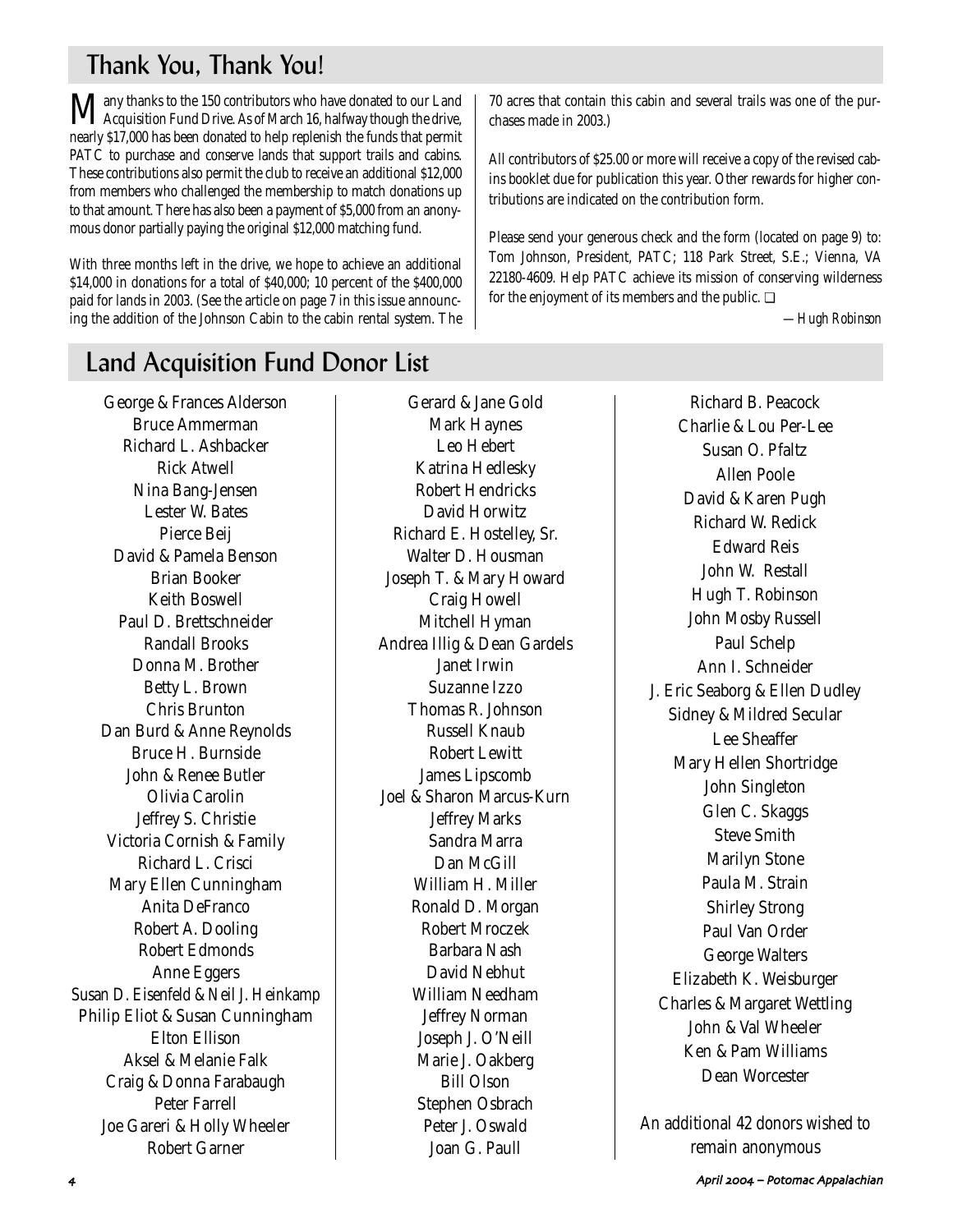## Thank You, Thank You!

Many thanks to the 150 contributors who have donated to our Land Acquisition Fund Drive. As of March 16, halfway though the drive, nearly $17,000 has been donated to help replenish the funds that permit PATC to purchase and conserve lands that support trails and cabins. These contributions also permit the club to receive an additional $12,000 from members who challenged the membership to match donations up to that amount. There has also been a payment of $5,000 from an anonymous donor partially paying the original $12,000 matching fund.

With three months left in the drive, we hope to achieve an additional $14,000 in donations for a total of $40,000; 10 percent of the $400,000 paid for lands in 2003. (See the article on page 7 in this issue announcing the addition of the Johnson Cabin to the cabin rental system. The 70 acres that contain this cabin and several trails was one of the purchases made in 2003.)

All contributors of $25.00 or more will receive a copy of the revised cabins booklet due for publication this year. Other rewards for higher contributions are indicated on the contribution form.

Please send your generous check and the form (located on page 9) to: Tom Johnson, President, PATC; 118 Park Street, S.E.; Vienna, VA 22180-4609. Help PATC achieve its mission of conserving wilderness for the enjoyment of its members and the public. ❑

*—Hugh Robinson*

## Land Acquisition Fund Donor List

George & Frances Alderson
Bruce Ammerman
Richard L. Ashbacker
Rick Atwell
Nina Bang-Jensen
Lester W. Bates
Pierce Beij
David & Pamela Benson
Brian Booker
Keith Boswell
Paul D. Brettschneider
Randall Brooks
Donna M. Brother
Betty L. Brown
Chris Brunton
Dan Burd & Anne Reynolds
Bruce H. Burnside
John & Renee Butler
Olivia Carolin
Jeffrey S. Christie
Victoria Cornish & Family
Richard L. Crisci
Mary Ellen Cunningham
Anita DeFranco
Robert A. Dooling
Robert Edmonds
Anne Eggers
Susan D. Eisenfeld & Neil J. Heinkamp
Philip Eliot & Susan Cunningham
Elton Ellison
Aksel & Melanie Falk
Craig & Donna Farabaugh
Peter Farrell
Joe Gareri & Holly Wheeler
Robert Garner
Gerard & Jane Gold
Mark Haynes
Leo Hebert
Katrina Hedlesky
Robert Hendricks
David Horwitz
Richard E. Hostelley, Sr.
Walter D. Housman
Joseph T. & Mary Howard
Craig Howell
Mitchell Hyman
Andrea Illig & Dean Gardels
Janet Irwin
Suzanne Izzo
Thomas R. Johnson
Russell Knaub
Robert Lewitt
James Lipscomb
Joel & Sharon Marcus-Kurn
Jeffrey Marks
Sandra Marra
Dan McGill
William H. Miller
Ronald D. Morgan
Robert Mroczek
Barbara Nash
David Nebhut
William Needham
Jeffrey Norman
Joseph J. O'Neill
Marie J. Oakberg
Bill Olson
Stephen Osbrach
Peter J. Oswald
Joan G. Paull
Richard B. Peacock
Charlie & Lou Per-Lee
Susan O. Pfaltz
Allen Poole
David & Karen Pugh
Richard W. Redick
Edward Reis
John W. Restall
Hugh T. Robinson
John Mosby Russell
Paul Schelp
Ann I. Schneider
J. Eric Seaborg & Ellen Dudley
Sidney & Mildred Secular
Lee Sheaffer
Mary Hellen Shortridge
John Singleton
Glen C. Skaggs
Steve Smith
Marilyn Stone
Paula M. Strain
Shirley Strong
Paul Van Order
George Walters
Elizabeth K. Weisburger
Charles & Margaret Wettling
John & Val Wheeler
Ken & Pam Williams
Dean Worcester

An additional 42 donors wished to remain anonymous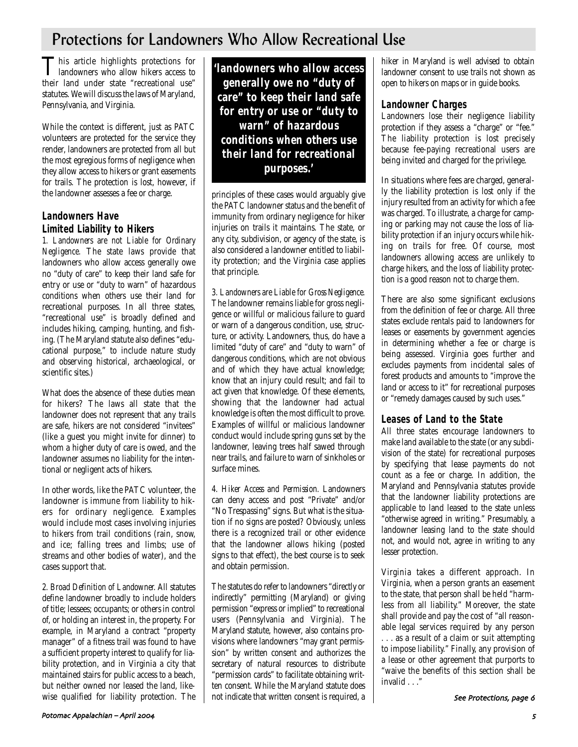# Protections for Landowners Who Allow Recreational Use

This article highlights protections for landowners who allow hikers access to their land under state "recreational use" statutes. We will discuss the laws of Maryland, Pennsylvania, and Virginia.

While the context is different, just as PATC volunteers are protected for the service they render, landowners are protected from all but the most egregious forms of negligence when they allow access to hikers or grant easements for trails. The protection is lost, however, if the landowner assesses a fee or charge.

## Landowners Have Limited Liability to Hikers

1. *Landowners are not Liable for Ordinary Negligence.* The state laws provide that landowners who allow access generally owe no "duty of care" to keep their land safe for entry or use or "duty to warn" of hazardous conditions when others use their land for recreational purposes. In all three states, "recreational use" is broadly defined and includes hiking, camping, hunting, and fishing. (The Maryland statute also defines "educational purpose," to include nature study and observing historical, archaeological, or scientific sites.)

What does the absence of these duties mean for hikers? The laws all state that the landowner does not represent that any trails are safe, hikers are not considered "invitees" (like a guest you might invite for dinner) to whom a higher duty of care is owed, and the landowner assumes no liability for the intentional or negligent acts of hikers.

In other words, like the PATC volunteer, the landowner is immune from liability to hikers for ordinary negligence. Examples would include most cases involving injuries to hikers from trail conditions (rain, snow, and ice; falling trees and limbs; use of streams and other bodies of water), and the cases support that.

2. *Broad Definition of Landowner.* All statutes define landowner broadly to include holders of title; lessees; occupants; or others in control of, or holding an interest in, the property. For example, in Maryland a contract "property manager" of a fitness trail was found to have a sufficient property interest to qualify for liability protection, and in Virginia a city that maintained stairs for public access to a beach, but neither owned nor leased the land, likewise qualified for liability protection. The principles of these cases would arguably give the PATC landowner status and the benefit of immunity from ordinary negligence for hiker injuries on trails it maintains. The state, or any city, subdivision, or agency of the state, is also considered a landowner entitled to liability protection; and the Virginia case applies that principle.

> **'landowners who allow access generally owe no "duty of care" to keep their land safe for entry or use or "duty to warn" of hazardous conditions when others use their land for recreational purposes.'**

3. *Landowners are Liable for Gross Negligence.* The landowner remains liable for gross negligence or willful or malicious failure to guard or warn of a dangerous condition, use, structure, or activity. Landowners, thus, do have a limited "duty of care" and "duty to warn" of dangerous conditions, which are not obvious and of which they have actual knowledge; know that an injury could result; and fail to act given that knowledge. Of these elements, showing that the landowner had actual knowledge is often the most difficult to prove. Examples of willful or malicious landowner conduct would include spring guns set by the landowner, leaving trees half sawed through near trails, and failure to warn of sinkholes or surface mines.

4. *Hiker Access and Permission.* Landowners can deny access and post "Private" and/or "No Trespassing" signs. But what is the situation if no signs are posted? Obviously, unless there is a recognized trail or other evidence that the landowner allows hiking (posted signs to that effect), the best course is to seek and obtain permission.

The statutes do refer to landowners "directly or indirectly" permitting (Maryland) or giving permission "express or implied" to recreational users (Pennsylvania and Virginia). The Maryland statute, however, also contains provisions where landowners "may grant permission" by written consent and authorizes the secretary of natural resources to distribute "permission cards" to facilitate obtaining written consent. While the Maryland statute does not indicate that written consent is required, a hiker in Maryland is well advised to obtain landowner consent to use trails not shown as open to hikers on maps or in guide books.

## Landowner Charges

Landowners lose their negligence liability protection if they assess a "charge" or "fee." The liability protection is lost precisely because fee-paying recreational users are being invited and charged for the privilege.

In situations where fees are charged, generally the liability protection is lost only if the injury resulted from an activity for which a fee was charged. To illustrate, a charge for camping or parking may not cause the loss of liability protection if an injury occurs while hiking on trails for free. Of course, most landowners allowing access are unlikely to charge hikers, and the loss of liability protection is a good reason not to charge them.

There are also some significant exclusions from the definition of fee or charge. All three states exclude rentals paid to landowners for leases or easements by government agencies in determining whether a fee or charge is being assessed. Virginia goes further and excludes payments from incidental sales of forest products and amounts to "improve the land or access to it" for recreational purposes or "remedy damages caused by such uses."

## Leases of Land to the State

All three states encourage landowners to make land available to the state (or any subdivision of the state) for recreational purposes by specifying that lease payments do not count as a fee or charge. In addition, the Maryland and Pennsylvania statutes provide that the landowner liability protections are applicable to land leased to the state unless "otherwise agreed in writing." Presumably, a landowner leasing land to the state should not, and would not, agree in writing to any lesser protection.

Virginia takes a different approach. In Virginia, when a person grants an easement to the state, that person shall be held "harmless from all liability." Moreover, the state shall provide and pay the cost of "all reasonable legal services required by any person . . . as a result of a claim or suit attempting to impose liability." Finally, any provision of a lease or other agreement that purports to "waive the benefits of this section shall be invalid . . ."

*See Protections, page 6*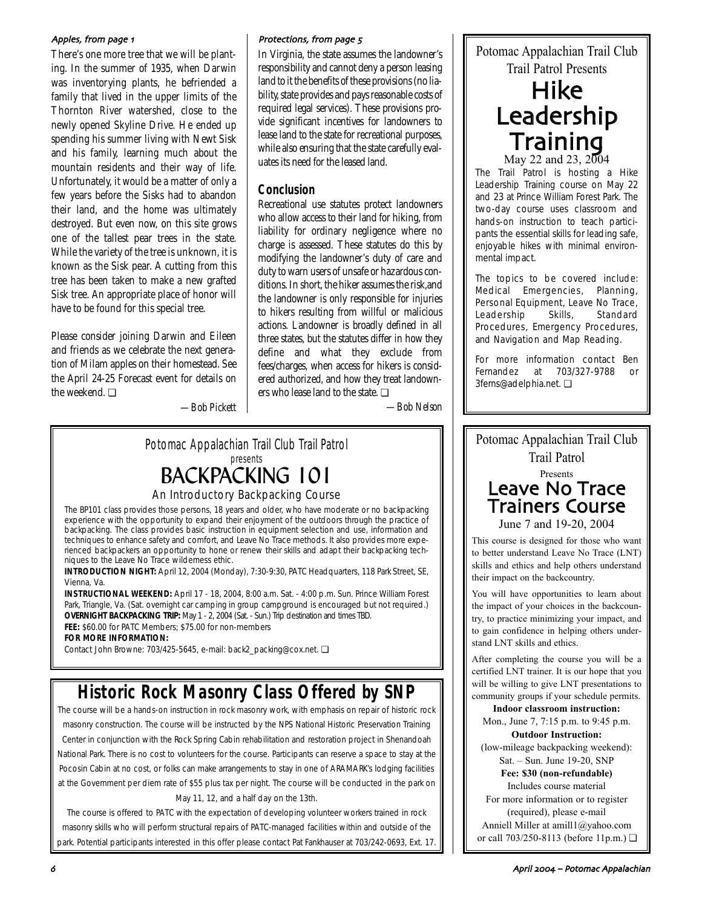*Apples, from page 1*

There's one more tree that we will be planting. In the summer of 1935, when Darwin was inventorying plants, he befriended a family that lived in the upper limits of the Thornton River watershed, close to the newly opened Skyline Drive. He ended up spending his summer living with Newt Sisk and his family, learning much about the mountain residents and their way of life. Unfortunately, it would be a matter of only a few years before the Sisks had to abandon their land, and the home was ultimately destroyed. But even now, on this site grows one of the tallest pear trees in the state. While the variety of the tree is unknown, it is known as the Sisk pear. A cutting from this tree has been taken to make a new grafted Sisk tree. An appropriate place of honor will have to be found for this special tree.

Please consider joining Darwin and Eileen and friends as we celebrate the next generation of Milam apples on their homestead. See the April 24-25 Forecast event for details on the weekend. ❑

—Bob Pickett

*Protections, from page 5*

In Virginia, the state assumes the landowner's responsibility and cannot deny a person leasing land to it the benefits of these provisions (no liability, state provides and pays reasonable costs of required legal services). These provisions provide significant incentives for landowners to lease land to the state for recreational purposes, while also ensuring that the state carefully evaluates its need for the leased land.

## Conclusion

Recreational use statutes protect landowners who allow access to their land for hiking, from liability for ordinary negligence where no charge is assessed. These statutes do this by modifying the landowner's duty of care and duty to warn users of unsafe or hazardous conditions. In short, the hiker assumes the risk,and the landowner is only responsible for injuries to hikers resulting from willful or malicious actions. Landowner is broadly defined in all three states, but the statutes differ in how they define and what they exclude from fees/charges, when access for hikers is considered authorized, and how they treat landowners who lease land to the state. ❑

—Bob Nelson

Potomac Appalachian Trail Club Trail Patrol Presents

# Hike Leadership Training

May 22 and 23, 2004

The Trail Patrol is hosting a Hike Leadership Training course on May 22 and 23 at Prince William Forest Park. The two-day course uses classroom and hands-on instruction to teach participants the essential skills for leading safe, enjoyable hikes with minimal environmental impact.

The topics to be covered include: Medical Emergencies, Planning, Personal Equipment, Leave No Trace, Leadership Skills, Standard Procedures, Emergency Procedures, and Navigation and Map Reading.

For more information contact Ben Fernandez at 703/327-9788 or 3ferns@adelphia.net. ❑

*Potomac Appalachian Trail Club Trail Patrol*

*presents*

# BACKPACKING 101

An Introductory Backpacking Course

The BP101 class provides those persons, 18 years and older, who have moderate or no backpacking experience with the opportunity to expand their enjoyment of the outdoors through the practice of backpacking. The class provides basic instruction in equipment selection and use, information and techniques to enhance safety and comfort, and Leave No Trace methods. It also provides more experienced backpackers an opportunity to hone or renew their skills and adapt their backpacking techniques to the Leave No Trace wilderness ethic.

**INTRODUCTION NIGHT:** April 12, 2004 (Monday), 7:30-9:30, PATC Headquarters, 118 Park Street, SE, Vienna, Va.

**INSTRUCTIONAL WEEKEND:** April 17 - 18, 2004, 8:00 a.m. Sat. - 4:00 p.m. Sun. Prince William Forest Park, Triangle, Va. (Sat. overnight car camping in group campground is encouraged but not required.)

**OVERNIGHT BACKPACKING TRIP:** May 1 - 2, 2004 (Sat. - Sun.) Trip destination and times TBD.

**FEE:** $60.00 for PATC Members; $75.00 for non-members

**FOR MORE INFORMATION:**

Contact John Browne: 703/425-5645, e-mail: back2_packing@cox.net. ❑

# Historic Rock Masonry Class Offered by SNP

The course will be a hands-on instruction in rock masonry work, with emphasis on repair of historic rock masonry construction. The course will be instructed by the NPS National Historic Preservation Training Center in conjunction with the Rock Spring Cabin rehabilitation and restoration project in Shenandoah National Park. There is no cost to volunteers for the course. Participants can reserve a space to stay at the Pocosin Cabin at no cost, or folks can make arrangements to stay in one of ARAMARK's lodging facilities at the Government per diem rate of $55 plus tax per night. The course will be conducted in the park on May 11, 12, and a half day on the 13th.

The course is offered to PATC with the expectation of developing volunteer workers trained in rock masonry skills who will perform structural repairs of PATC-managed facilities within and outside of the park. Potential participants interested in this offer please contact Pat Fankhauser at 703/242-0693, Ext. 17.

Potomac Appalachian Trail Club Trail Patrol Presents

# Leave No Trace Trainers Course

June 7 and 19-20, 2004

This course is designed for those who want to better understand Leave No Trace (LNT) skills and ethics and help others understand their impact on the backcountry.

You will have opportunities to learn about the impact of your choices in the backcountry, to practice minimizing your impact, and to gain confidence in helping others understand LNT skills and ethics.

After completing the course you will be a certified LNT trainer. It is our hope that you will be willing to give LNT presentations to community groups if your schedule permits.

**Indoor classroom instruction:**
Mon., June 7, 7:15 p.m. to 9:45 p.m.

**Outdoor Instruction:**
(low-mileage backpacking weekend):
Sat. – Sun. June 19-20, SNP

**Fee: $30 (non-refundable)**
Includes course material

For more information or to register (required), please e-mail Anniell Miller at amill1@yahoo.com or call 703/250-8113 (before 11p.m.) ❑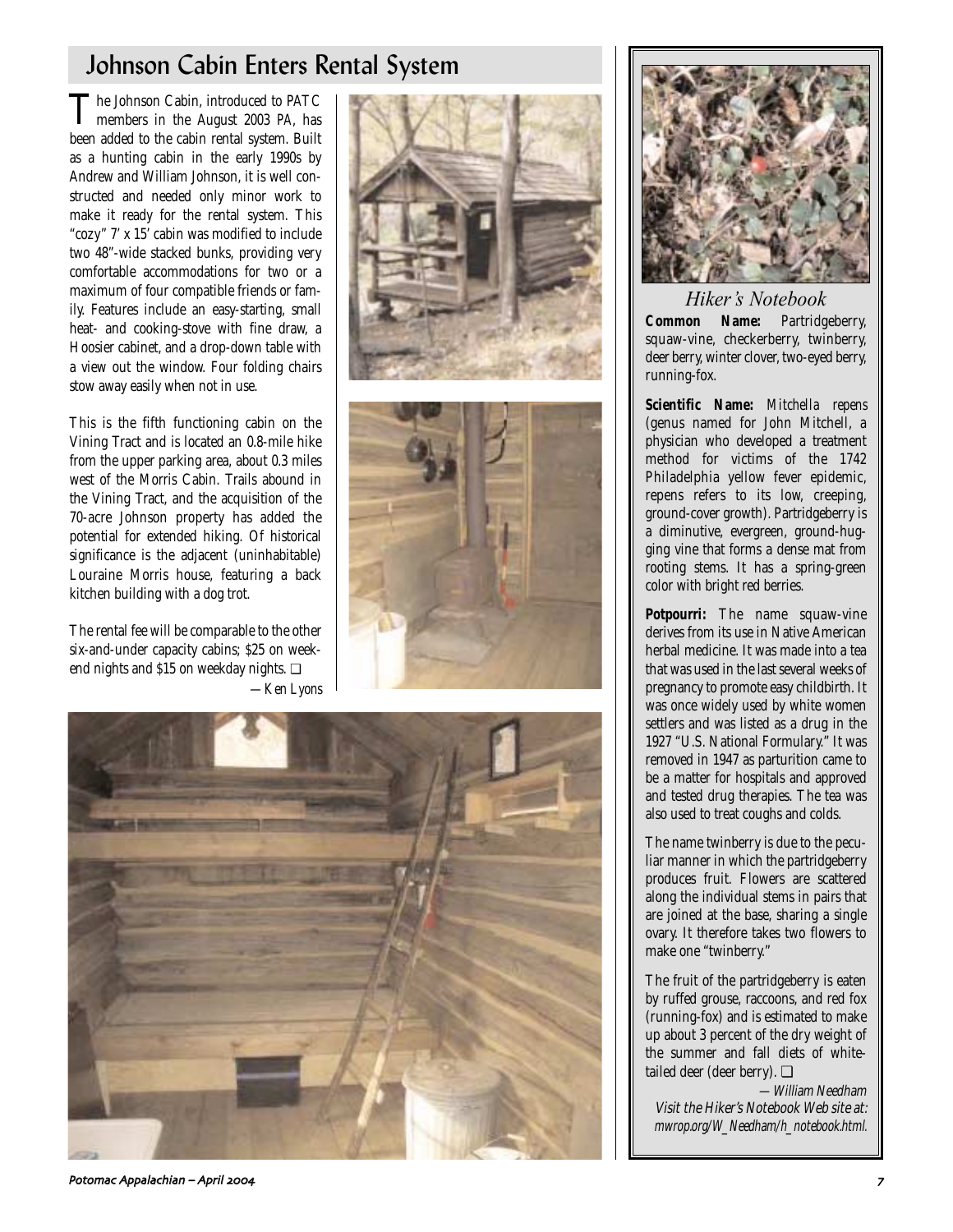## Johnson Cabin Enters Rental System

The Johnson Cabin, introduced to PATC members in the August 2003 PA, has been added to the cabin rental system. Built as a hunting cabin in the early 1990s by Andrew and William Johnson, it is well constructed and needed only minor work to make it ready for the rental system. This "cozy" 7' x 15' cabin was modified to include two 48"-wide stacked bunks, providing very comfortable accommodations for two or a maximum of four compatible friends or family. Features include an easy-starting, small heat- and cooking-stove with fine draw, a Hoosier cabinet, and a drop-down table with a view out the window. Four folding chairs stow away easily when not in use.

This is the fifth functioning cabin on the Vining Tract and is located an 0.8-mile hike from the upper parking area, about 0.3 miles west of the Morris Cabin. Trails abound in the Vining Tract, and the acquisition of the 70-acre Johnson property has added the potential for extended hiking. Of historical significance is the adjacent (uninhabitable) Louraine Morris house, featuring a back kitchen building with a dog trot.

The rental fee will be comparable to the other six-and-under capacity cabins; $25 on weekend nights and $15 on weekday nights. ❑

*—Ken Lyons*

### *Hiker's Notebook*

**Common Name:** Partridgeberry, squaw-vine, checkerberry, twinberry, deer berry, winter clover, two-eyed berry, running-fox.

**Scientific Name:** *Mitchella repens* (genus named for John Mitchell, a physician who developed a treatment method for victims of the 1742 Philadelphia yellow fever epidemic, *repens* refers to its low, creeping, ground-cover growth). Partridgeberry is a diminutive, evergreen, ground-hugging vine that forms a dense mat from rooting stems. It has a spring-green color with bright red berries.

**Potpourri:** The name squaw-vine derives from its use in Native American herbal medicine. It was made into a tea that was used in the last several weeks of pregnancy to promote easy childbirth. It was once widely used by white women settlers and was listed as a drug in the 1927 "U.S. National Formulary." It was removed in 1947 as parturition came to be a matter for hospitals and approved and tested drug therapies. The tea was also used to treat coughs and colds.

The name twinberry is due to the peculiar manner in which the partridgeberry produces fruit. Flowers are scattered along the individual stems in pairs that are joined at the base, sharing a single ovary. It therefore takes two flowers to make one "twinberry."

The fruit of the partridgeberry is eaten by ruffed grouse, raccoons, and red fox (running-fox) and is estimated to make up about 3 percent of the dry weight of the summer and fall diets of white-tailed deer (deer berry). ❑

*—William Needham*
*Visit the Hiker's Notebook Web site at: mwrop.org/W_Needham/h_notebook.html.*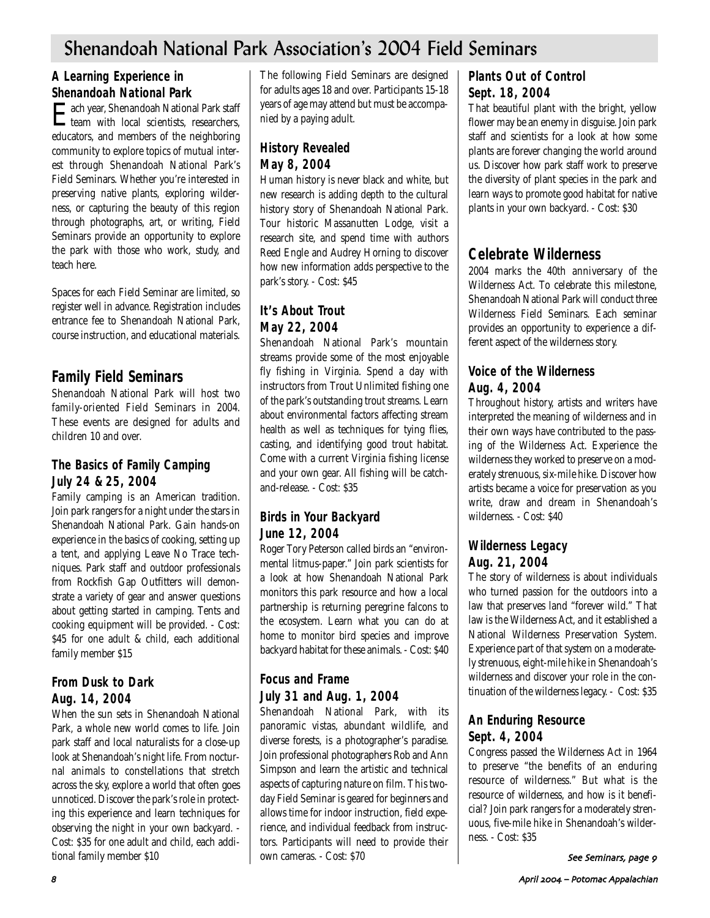# Shenandoah National Park Association's 2004 Field Seminars

## A Learning Experience in Shenandoah National Park

Each year, Shenandoah National Park staff team with local scientists, researchers, educators, and members of the neighboring community to explore topics of mutual interest through Shenandoah National Park's Field Seminars. Whether you're interested in preserving native plants, exploring wilderness, or capturing the beauty of this region through photographs, art, or writing, Field Seminars provide an opportunity to explore the park with those who work, study, and teach here.

Spaces for each Field Seminar are limited, so register well in advance. Registration includes entrance fee to Shenandoah National Park, course instruction, and educational materials.

## Family Field Seminars

Shenandoah National Park will host two family-oriented Field Seminars in 2004. These events are designed for adults and children 10 and over.

### The Basics of Family Camping
### July 24 & 25, 2004

Family camping is an American tradition. Join park rangers for a night under the stars in Shenandoah National Park. Gain hands-on experience in the basics of cooking, setting up a tent, and applying Leave No Trace techniques. Park staff and outdoor professionals from Rockfish Gap Outfitters will demonstrate a variety of gear and answer questions about getting started in camping. Tents and cooking equipment will be provided. - Cost: $45 for one adult & child, each additional family member $15

### From Dusk to Dark
### Aug. 14, 2004

When the sun sets in Shenandoah National Park, a whole new world comes to life. Join park staff and local naturalists for a close-up look at Shenandoah's night life. From nocturnal animals to constellations that stretch across the sky, explore a world that often goes unnoticed. Discover the park's role in protecting this experience and learn techniques for observing the night in your own backyard. - Cost: $35 for one adult and child, each additional family member $10

The following Field Seminars are designed for adults ages 18 and over. Participants 15-18 years of age may attend but must be accompanied by a paying adult.

### History Revealed
### May 8, 2004

Human history is never black and white, but new research is adding depth to the cultural history story of Shenandoah National Park. Tour historic Massanutten Lodge, visit a research site, and spend time with authors Reed Engle and Audrey Horning to discover how new information adds perspective to the park's story. - Cost: $45

### It's About Trout
### May 22, 2004

Shenandoah National Park's mountain streams provide some of the most enjoyable fly fishing in Virginia. Spend a day with instructors from Trout Unlimited fishing one of the park's outstanding trout streams. Learn about environmental factors affecting stream health as well as techniques for tying flies, casting, and identifying good trout habitat. Come with a current Virginia fishing license and your own gear. All fishing will be catch-and-release. - Cost: $35

### Birds in Your Backyard
### June 12, 2004

Roger Tory Peterson called birds an "environmental litmus-paper." Join park scientists for a look at how Shenandoah National Park monitors this park resource and how a local partnership is returning peregrine falcons to the ecosystem. Learn what you can do at home to monitor bird species and improve backyard habitat for these animals. - Cost: $40

### Focus and Frame
### July 31 and Aug. 1, 2004

Shenandoah National Park, with its panoramic vistas, abundant wildlife, and diverse forests, is a photographer's paradise. Join professional photographers Rob and Ann Simpson and learn the artistic and technical aspects of capturing nature on film. This two-day Field Seminar is geared for beginners and allows time for indoor instruction, field experience, and individual feedback from instructors. Participants will need to provide their own cameras. - Cost: $70

### Plants Out of Control
### Sept. 18, 2004

That beautiful plant with the bright, yellow flower may be an enemy in disguise. Join park staff and scientists for a look at how some plants are forever changing the world around us. Discover how park staff work to preserve the diversity of plant species in the park and learn ways to promote good habitat for native plants in your own backyard. - Cost: $30

## Celebrate Wilderness

2004 marks the 40th anniversary of the Wilderness Act. To celebrate this milestone, Shenandoah National Park will conduct three Wilderness Field Seminars. Each seminar provides an opportunity to experience a different aspect of the wilderness story.

### Voice of the Wilderness
### Aug. 4, 2004

Throughout history, artists and writers have interpreted the meaning of wilderness and in their own ways have contributed to the passing of the Wilderness Act. Experience the wilderness they worked to preserve on a moderately strenuous, six-mile hike. Discover how artists became a voice for preservation as you write, draw and dream in Shenandoah's wilderness. - Cost: $40

### Wilderness Legacy
### Aug. 21, 2004

The story of wilderness is about individuals who turned passion for the outdoors into a law that preserves land "forever wild." That law is the Wilderness Act, and it established a National Wilderness Preservation System. Experience part of that system on a moderately strenuous, eight-mile hike in Shenandoah's wilderness and discover your role in the continuation of the wilderness legacy. - Cost: $35

### An Enduring Resource
### Sept. 4, 2004

Congress passed the Wilderness Act in 1964 to preserve "the benefits of an enduring resource of wilderness." But what is the resource of wilderness, and how is it beneficial? Join park rangers for a moderately strenuous, five-mile hike in Shenandoah's wilderness. - Cost: $35

*See Seminars, page 9*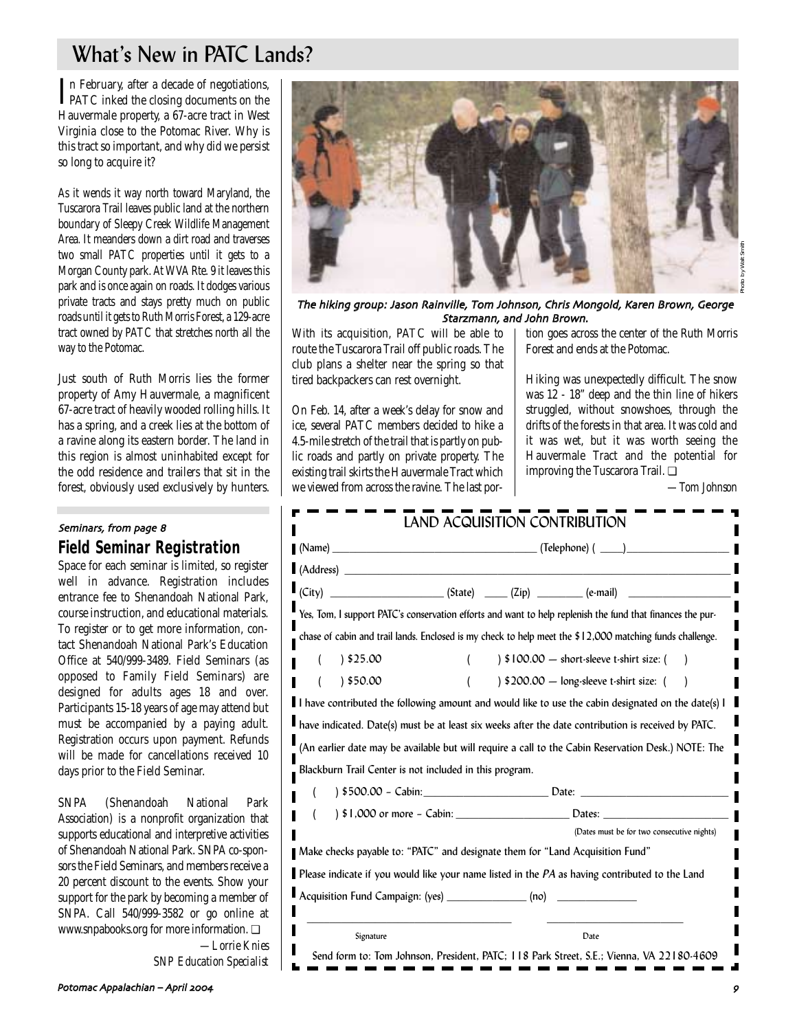# What's New in PATC Lands?

In February, after a decade of negotiations, PATC inked the closing documents on the Hauvermale property, a 67-acre tract in West Virginia close to the Potomac River. Why is this tract so important, and why did we persist so long to acquire it?

As it wends it way north toward Maryland, the Tuscarora Trail leaves public land at the northern boundary of Sleepy Creek Wildlife Management Area. It meanders down a dirt road and traverses two small PATC properties until it gets to a Morgan County park. At WVA Rte. 9 it leaves this park and is once again on roads. It dodges various private tracts and stays pretty much on public roads until it gets to Ruth Morris Forest, a 129-acre tract owned by PATC that stretches north all the way to the Potomac.

Just south of Ruth Morris lies the former property of Amy Hauvermale, a magnificent 67-acre tract of heavily wooded rolling hills. It has a spring, and a creek lies at the bottom of a ravine along its eastern border. The land in this region is almost uninhabited except for the odd residence and trailers that sit in the forest, obviously used exclusively by hunters.

*The hiking group: Jason Rainville, Tom Johnson, Chris Mongold, Karen Brown, George Starzmann, and John Brown.*

Photo by Walt Smith

With its acquisition, PATC will be able to route the Tuscarora Trail off public roads. The club plans a shelter near the spring so that tired backpackers can rest overnight.

On Feb. 14, after a week's delay for snow and ice, several PATC members decided to hike a 4.5-mile stretch of the trail that is partly on public roads and partly on private property. The existing trail skirts the Hauvermale Tract which we viewed from across the ravine. The last portion goes across the center of the Ruth Morris Forest and ends at the Potomac.

Hiking was unexpectedly difficult. The snow was 12 - 18" deep and the thin line of hikers struggled, without snowshoes, through the drifts of the forests in that area. It was cold and it was wet, but it was worth seeing the Hauvermale Tract and the potential for improving the Tuscarora Trail. ❑

*—Tom Johnson*

*Seminars, from page 8*

## Field Seminar Registration

Space for each seminar is limited, so register well in advance. Registration includes entrance fee to Shenandoah National Park, course instruction, and educational materials. To register or to get more information, contact Shenandoah National Park's Education Office at 540/999-3489. Field Seminars (as opposed to Family Field Seminars) are designed for adults ages 18 and over. Participants 15-18 years of age may attend but must be accompanied by a paying adult. Registration occurs upon payment. Refunds will be made for cancellations received 10 days prior to the Field Seminar.

SNPA (Shenandoah National Park Association) is a nonprofit organization that supports educational and interpretive activities of Shenandoah National Park. SNPA co-sponsors the Field Seminars, and members receive a 20 percent discount to the events. Show your support for the park by becoming a member of SNPA. Call 540/999-3582 or go online at www.snpabooks.org for more information. ❑

*—Lorrie Knies*
*SNP Education Specialist*

## LAND ACQUISITION CONTRIBUTION

(Name) ______________________ (Telephone) ( ____)______________

(Address) ________________________________________________

(City) ______________ (State) ____ (Zip) ________ (e-mail) ______________

Yes, Tom, I support PATC's conservation efforts and want to help replenish the fund that finances the purchase of cabin and trail lands. Enclosed is my check to help meet the $12,000 matching funds challenge.

( ) $25.00 ( ) $100.00 — short-sleeve t-shirt size: ( )

( ) $50.00 ( ) $200.00 — long-sleeve t-shirt size: ( )

I have contributed the following amount and would like to use the cabin designated on the date(s) I have indicated. Date(s) must be at least six weeks after the date contribution is received by PATC. (An earlier date may be available but will require a call to the Cabin Reservation Desk.) NOTE: The Blackburn Trail Center is not included in this program.

( ) $500.00 – Cabin:_________________ Date: ___________________

( ) $1,000 or more – Cabin: ______________ Dates: _________________

(Dates must be for two consecutive nights)

Make checks payable to: "PATC" and designate them for "Land Acquisition Fund"

Please indicate if you would like your name listed in the *PA* as having contributed to the Land Acquisition Fund Campaign: (yes) ____________ (no) ____________

_______________________________ _______________________
Signature Date

Send form to: Tom Johnson, President, PATC; 118 Park Street, S.E.; Vienna, VA 22180-4609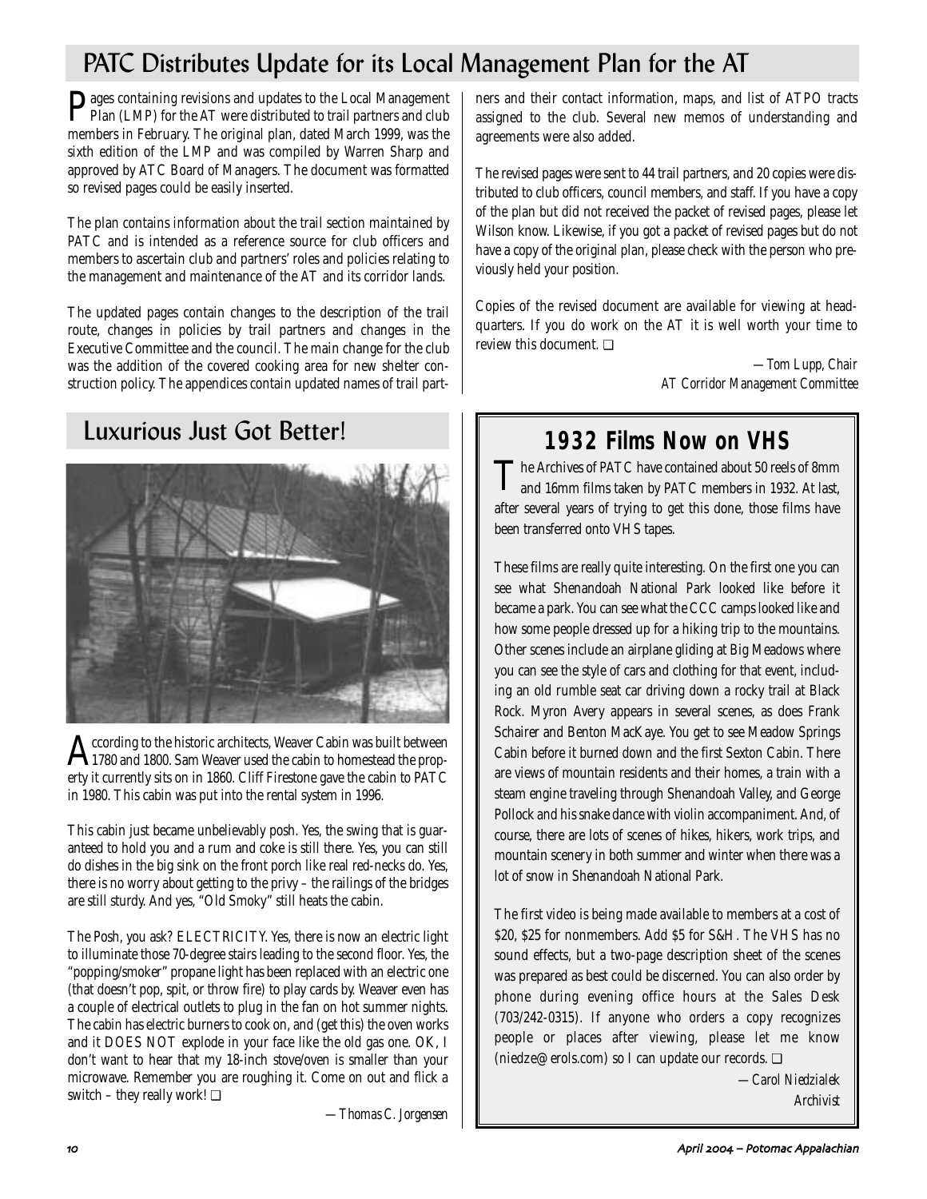## PATC Distributes Update for its Local Management Plan for the AT

Pages containing revisions and updates to the Local Management Plan (LMP) for the AT were distributed to trail partners and club members in February. The original plan, dated March 1999, was the sixth edition of the LMP and was compiled by Warren Sharp and approved by ATC Board of Managers. The document was formatted so revised pages could be easily inserted.

The plan contains information about the trail section maintained by PATC and is intended as a reference source for club officers and members to ascertain club and partners' roles and policies relating to the management and maintenance of the AT and its corridor lands.

The updated pages contain changes to the description of the trail route, changes in policies by trail partners and changes in the Executive Committee and the council. The main change for the club was the addition of the covered cooking area for new shelter construction policy. The appendices contain updated names of trail partners and their contact information, maps, and list of ATPO tracts assigned to the club. Several new memos of understanding and agreements were also added.

The revised pages were sent to 44 trail partners, and 20 copies were distributed to club officers, council members, and staff. If you have a copy of the plan but did not received the packet of revised pages, please let Wilson know. Likewise, if you got a packet of revised pages but do not have a copy of the original plan, please check with the person who previously held your position.

Copies of the revised document are available for viewing at headquarters. If you do work on the AT it is well worth your time to review this document. ❑

*—Tom Lupp, Chair*
*AT Corridor Management Committee*

## Luxurious Just Got Better!

According to the historic architects, Weaver Cabin was built between 1780 and 1800. Sam Weaver used the cabin to homestead the property it currently sits on in 1860. Cliff Firestone gave the cabin to PATC in 1980. This cabin was put into the rental system in 1996.

This cabin just became unbelievably posh. Yes, the swing that is guaranteed to hold you and a rum and coke is still there. Yes, you can still do dishes in the big sink on the front porch like real red-necks do. Yes, there is no worry about getting to the privy – the railings of the bridges are still sturdy. And yes, "Old Smoky" still heats the cabin.

The Posh, you ask? ELECTRICITY. Yes, there is now an electric light to illuminate those 70-degree stairs leading to the second floor. Yes, the "popping/smoker" propane light has been replaced with an electric one (that doesn't pop, spit, or throw fire) to play cards by. Weaver even has a couple of electrical outlets to plug in the fan on hot summer nights. The cabin has electric burners to cook on, and (get this) the oven works and it DOES NOT explode in your face like the old gas one. OK, I don't want to hear that my 18-inch stove/oven is smaller than your microwave. Remember you are roughing it. Come on out and flick a switch – they really work! ❑

*—Thomas C. Jorgensen*

## 1932 Films Now on VHS

The Archives of PATC have contained about 50 reels of 8mm and 16mm films taken by PATC members in 1932. At last, after several years of trying to get this done, those films have been transferred onto VHS tapes.

These films are really quite interesting. On the first one you can see what Shenandoah National Park looked like before it became a park. You can see what the CCC camps looked like and how some people dressed up for a hiking trip to the mountains. Other scenes include an airplane gliding at Big Meadows where you can see the style of cars and clothing for that event, including an old rumble seat car driving down a rocky trail at Black Rock. Myron Avery appears in several scenes, as does Frank Schairer and Benton MacKaye. You get to see Meadow Springs Cabin before it burned down and the first Sexton Cabin. There are views of mountain residents and their homes, a train with a steam engine traveling through Shenandoah Valley, and George Pollock and his snake dance with violin accompaniment. And, of course, there are lots of scenes of hikes, hikers, work trips, and mountain scenery in both summer and winter when there was a lot of snow in Shenandoah National Park.

The first video is being made available to members at a cost of $20, $25 for nonmembers. Add $5 for S&H. The VHS has no sound effects, but a two-page description sheet of the scenes was prepared as best could be discerned. You can also order by phone during evening office hours at the Sales Desk (703/242-0315). If anyone who orders a copy recognizes people or places after viewing, please let me know (niedze@erols.com) so I can update our records. ❑

*—Carol Niedzialek*
*Archivist*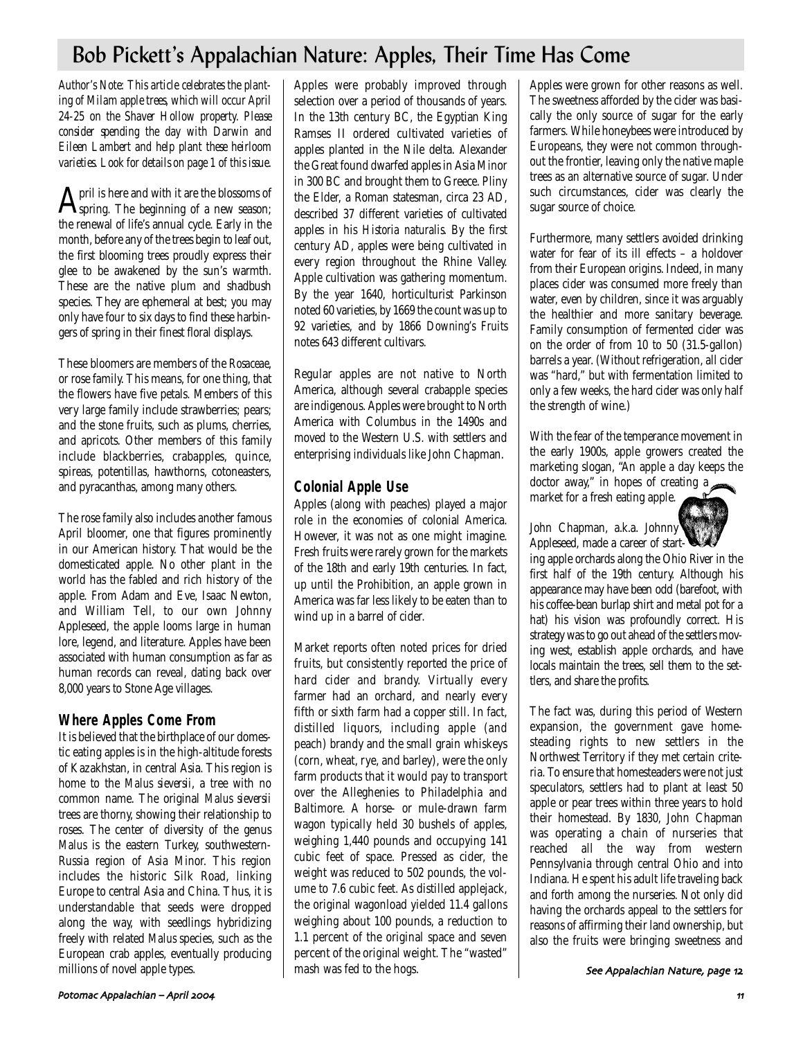# Bob Pickett's Appalachian Nature: Apples, Their Time Has Come

*Author's Note: This article celebrates the planting of Milam apple trees, which will occur April 24-25 on the Shaver Hollow property. Please consider spending the day with Darwin and Eileen Lambert and help plant these heirloom varieties. Look for details on page 1 of this issue.*

April is here and with it are the blossoms of spring. The beginning of a new season; the renewal of life's annual cycle. Early in the month, before any of the trees begin to leaf out, the first blooming trees proudly express their glee to be awakened by the sun's warmth. These are the native plum and shadbush species. They are ephemeral at best; you may only have four to six days to find these harbingers of spring in their finest floral displays.

These bloomers are members of the *Rosaceae*, or rose family. This means, for one thing, that the flowers have five petals. Members of this very large family include strawberries; pears; and the stone fruits, such as plums, cherries, and apricots. Other members of this family include blackberries, crabapples, quince, spireas, potentillas, hawthorns, cotoneasters, and pyracanthas, among many others.

The rose family also includes another famous April bloomer, one that figures prominently in our American history. That would be the domesticated apple. No other plant in the world has the fabled and rich history of the apple. From Adam and Eve, Isaac Newton, and William Tell, to our own Johnny Appleseed, the apple looms large in human lore, legend, and literature. Apples have been associated with human consumption as far as human records can reveal, dating back over 8,000 years to Stone Age villages.

## Where Apples Come From

It is believed that the birthplace of our domestic eating apples is in the high-altitude forests of Kazakhstan, in central Asia. This region is home to the *Malus sieversii*, a tree with no common name. The original *Malus sieversii* trees are thorny, showing their relationship to roses. The center of diversity of the genus *Malus* is the eastern Turkey, southwestern-Russia region of Asia Minor. This region includes the historic Silk Road, linking Europe to central Asia and China. Thus, it is understandable that seeds were dropped along the way, with seedlings hybridizing freely with related *Malus* species, such as the European crab apples, eventually producing millions of novel apple types.

Apples were probably improved through selection over a period of thousands of years. In the 13th century BC, the Egyptian King Ramses II ordered cultivated varieties of apples planted in the Nile delta. Alexander the Great found dwarfed apples in Asia Minor in 300 BC and brought them to Greece. Pliny the Elder, a Roman statesman, circa 23 AD, described 37 different varieties of cultivated apples in his *Historia naturalis*. By the first century AD, apples were being cultivated in every region throughout the Rhine Valley. Apple cultivation was gathering momentum. By the year 1640, horticulturist Parkinson noted 60 varieties, by 1669 the count was up to 92 varieties, and by 1866 Downing's *Fruits* notes 643 different cultivars.

Regular apples are not native to North America, although several crabapple species are indigenous. Apples were brought to North America with Columbus in the 1490s and moved to the Western U.S. with settlers and enterprising individuals like John Chapman.

## Colonial Apple Use

Apples (along with peaches) played a major role in the economies of colonial America. However, it was not as one might imagine. Fresh fruits were rarely grown for the markets of the 18th and early 19th centuries. In fact, up until the Prohibition, an apple grown in America was far less likely to be eaten than to wind up in a barrel of cider.

Market reports often noted prices for dried fruits, but consistently reported the price of hard cider and brandy. Virtually every farmer had an orchard, and nearly every fifth or sixth farm had a copper still. In fact, distilled liquors, including apple (and peach) brandy and the small grain whiskeys (corn, wheat, rye, and barley), were the only farm products that it would pay to transport over the Alleghenies to Philadelphia and Baltimore. A horse- or mule-drawn farm wagon typically held 30 bushels of apples, weighing 1,440 pounds and occupying 141 cubic feet of space. Pressed as cider, the weight was reduced to 502 pounds, the volume to 7.6 cubic feet. As distilled applejack, the original wagonload yielded 11.4 gallons weighing about 100 pounds, a reduction to 1.1 percent of the original space and seven percent of the original weight. The "wasted" mash was fed to the hogs.

Apples were grown for other reasons as well. The sweetness afforded by the cider was basically the only source of sugar for the early farmers. While honeybees were introduced by Europeans, they were not common throughout the frontier, leaving only the native maple trees as an alternative source of sugar. Under such circumstances, cider was clearly the sugar source of choice.

Furthermore, many settlers avoided drinking water for fear of its ill effects – a holdover from their European origins. Indeed, in many places cider was consumed more freely than water, even by children, since it was arguably the healthier and more sanitary beverage. Family consumption of fermented cider was on the order of from 10 to 50 (31.5-gallon) barrels a year. (Without refrigeration, all cider was "hard," but with fermentation limited to only a few weeks, the hard cider was only half the strength of wine.)

With the fear of the temperance movement in the early 1900s, apple growers created the marketing slogan, "An apple a day keeps the doctor away," in hopes of creating a market for a fresh eating apple.

John Chapman, a.k.a. Johnny Appleseed, made a career of starting apple orchards along the Ohio River in the first half of the 19th century. Although his appearance may have been odd (barefoot, with his coffee-bean burlap shirt and metal pot for a hat) his vision was profoundly correct. His strategy was to go out ahead of the settlers moving west, establish apple orchards, and have locals maintain the trees, sell them to the settlers, and share the profits.

The fact was, during this period of Western expansion, the government gave homesteading rights to new settlers in the Northwest Territory if they met certain criteria. To ensure that homesteaders were not just speculators, settlers had to plant at least 50 apple or pear trees within three years to hold their homestead. By 1830, John Chapman was operating a chain of nurseries that reached all the way from western Pennsylvania through central Ohio and into Indiana. He spent his adult life traveling back and forth among the nurseries. Not only did having the orchards appeal to the settlers for reasons of affirming their land ownership, but also the fruits were bringing sweetness and

*See Appalachian Nature, page 12*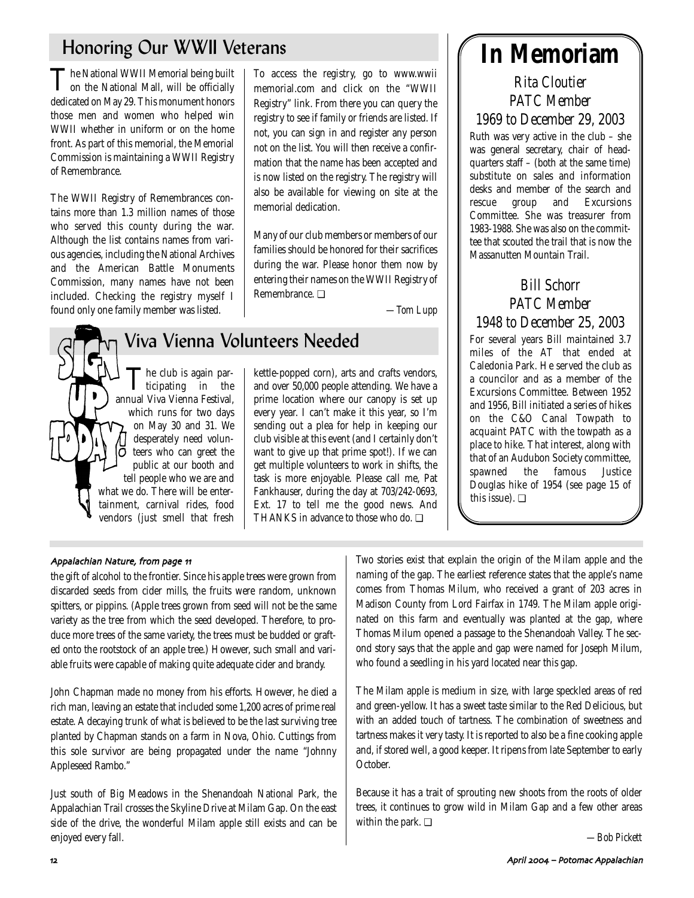## Honoring Our WWII Veterans

The National WWII Memorial being built on the National Mall, will be officially dedicated on May 29. This monument honors those men and women who helped win WWII whether in uniform or on the home front. As part of this memorial, the Memorial Commission is maintaining a WWII Registry of Remembrance.

The WWII Registry of Remembrances contains more than 1.3 million names of those who served this county during the war. Although the list contains names from various agencies, including the National Archives and the American Battle Monuments Commission, many names have not been included. Checking the registry myself I found only one family member was listed.

To access the registry, go to www.wwiimemorial.com and click on the "WWII Registry" link. From there you can query the registry to see if family or friends are listed. If not, you can sign in and register any person not on the list. You will then receive a confirmation that the name has been accepted and is now listed on the registry. The registry will also be available for viewing on site at the memorial dedication.

Many of our club members or members of our families should be honored for their sacrifices during the war. Please honor them now by entering their names on the WWII Registry of Remembrance. ❑

*—Tom Lupp*

## Viva Vienna Volunteers Needed

SIGN UP TODAY!

The club is again participating in the annual Viva Vienna Festival, which runs for two days on May 30 and 31. We desperately need volunteers who can greet the public at our booth and tell people who we are and what we do. There will be entertainment, carnival rides, food vendors (just smell that fresh kettle-popped corn), arts and crafts vendors, and over 50,000 people attending. We have a prime location where our canopy is set up every year. I can't make it this year, so I'm sending out a plea for help in keeping our club visible at this event (and I certainly don't want to give up that prime spot!). If we can get multiple volunteers to work in shifts, the task is more enjoyable. Please call me, Pat Fankhauser, during the day at 703/242-0693, Ext. 17 to tell me the good news. And THANKS in advance to those who do. ❑

# In Memoriam

### *Rita Cloutier*
### *PATC Member*
### *1969 to December 29, 2003*

Ruth was very active in the club – she was general secretary, chair of headquarters staff – (both at the same time) substitute on sales and information desks and member of the search and rescue group and Excursions Committee. She was treasurer from 1983-1988. She was also on the committee that scouted the trail that is now the Massanutten Mountain Trail.

### *Bill Schorr*
### *PATC Member*
### *1948 to December 25, 2003*

For several years Bill maintained 3.7 miles of the AT that ended at Caledonia Park. He served the club as a councilor and as a member of the Excursions Committee. Between 1952 and 1956, Bill initiated a series of hikes on the C&O Canal Towpath to acquaint PATC with the towpath as a place to hike. That interest, along with that of an Audubon Society committee, spawned the famous Justice Douglas hike of 1954 (see page 15 of this issue). ❑

*Appalachian Nature, from page 11*

the gift of alcohol to the frontier. Since his apple trees were grown from discarded seeds from cider mills, the fruits were random, unknown spitters, or pippins. (Apple trees grown from seed will not be the same variety as the tree from which the seed developed. Therefore, to produce more trees of the same variety, the trees must be budded or grafted onto the rootstock of an apple tree.) However, such small and variable fruits were capable of making quite adequate cider and brandy.

John Chapman made no money from his efforts. However, he died a rich man, leaving an estate that included some 1,200 acres of prime real estate. A decaying trunk of what is believed to be the last surviving tree planted by Chapman stands on a farm in Nova, Ohio. Cuttings from this sole survivor are being propagated under the name "Johnny Appleseed Rambo."

Just south of Big Meadows in the Shenandoah National Park, the Appalachian Trail crosses the Skyline Drive at Milam Gap. On the east side of the drive, the wonderful Milam apple still exists and can be enjoyed every fall.

Two stories exist that explain the origin of the Milam apple and the naming of the gap. The earliest reference states that the apple's name comes from Thomas Milum, who received a grant of 203 acres in Madison County from Lord Fairfax in 1749. The Milam apple originated on this farm and eventually was planted at the gap, where Thomas Milum opened a passage to the Shenandoah Valley. The second story says that the apple and gap were named for Joseph Milum, who found a seedling in his yard located near this gap.

The Milam apple is medium in size, with large speckled areas of red and green-yellow. It has a sweet taste similar to the Red Delicious, but with an added touch of tartness. The combination of sweetness and tartness makes it very tasty. It is reported to also be a fine cooking apple and, if stored well, a good keeper. It ripens from late September to early October.

Because it has a trait of sprouting new shoots from the roots of older trees, it continues to grow wild in Milam Gap and a few other areas within the park. ❑

*—Bob Pickett*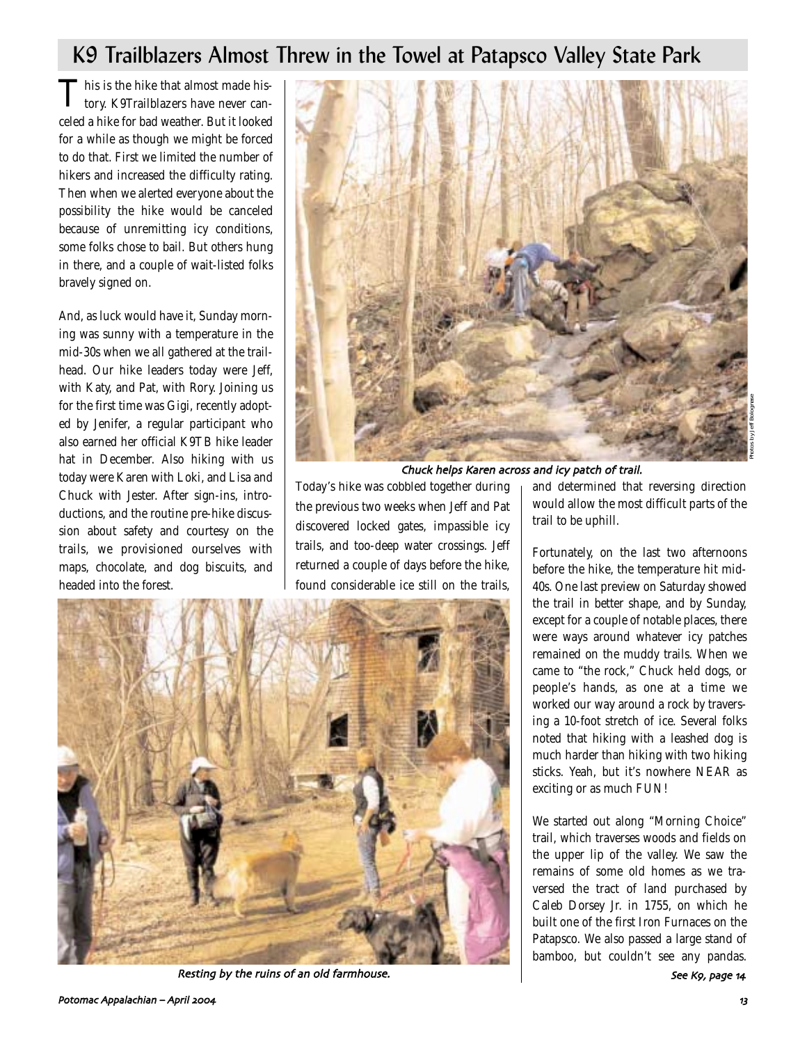# K9 Trailblazers Almost Threw in the Towel at Patapsco Valley State Park

This is the hike that almost made history. K9Trailblazers have never canceled a hike for bad weather. But it looked for a while as though we might be forced to do that. First we limited the number of hikers and increased the difficulty rating. Then when we alerted everyone about the possibility the hike would be canceled because of unremitting icy conditions, some folks chose to bail. But others hung in there, and a couple of wait-listed folks bravely signed on.

And, as luck would have it, Sunday morning was sunny with a temperature in the mid-30s when we all gathered at the trailhead. Our hike leaders today were Jeff, with Katy, and Pat, with Rory. Joining us for the first time was Gigi, recently adopted by Jenifer, a regular participant who also earned her official K9TB hike leader hat in December. Also hiking with us today were Karen with Loki, and Lisa and Chuck with Jester. After sign-ins, introductions, and the routine pre-hike discussion about safety and courtesy on the trails, we provisioned ourselves with maps, chocolate, and dog biscuits, and headed into the forest.

*Chuck helps Karen across and icy patch of trail.*

*Photos by Jeff Bolognese*

Today's hike was cobbled together during the previous two weeks when Jeff and Pat discovered locked gates, impassible icy trails, and too-deep water crossings. Jeff returned a couple of days before the hike, found considerable ice still on the trails, and determined that reversing direction would allow the most difficult parts of the trail to be uphill.

Fortunately, on the last two afternoons before the hike, the temperature hit mid-40s. One last preview on Saturday showed the trail in better shape, and by Sunday, except for a couple of notable places, there were ways around whatever icy patches remained on the muddy trails. When we came to "the rock," Chuck held dogs, or people's hands, as one at a time we worked our way around a rock by traversing a 10-foot stretch of ice. Several folks noted that hiking with a leashed dog is much harder than hiking with two hiking sticks. Yeah, but it's nowhere NEAR as exciting or as much FUN!

We started out along "Morning Choice" trail, which traverses woods and fields on the upper lip of the valley. We saw the remains of some old homes as we traversed the tract of land purchased by Caleb Dorsey Jr. in 1755, on which he built one of the first Iron Furnaces on the Patapsco. We also passed a large stand of bamboo, but couldn't see any pandas.

*See K9, page 14*

*Resting by the ruins of an old farmhouse.*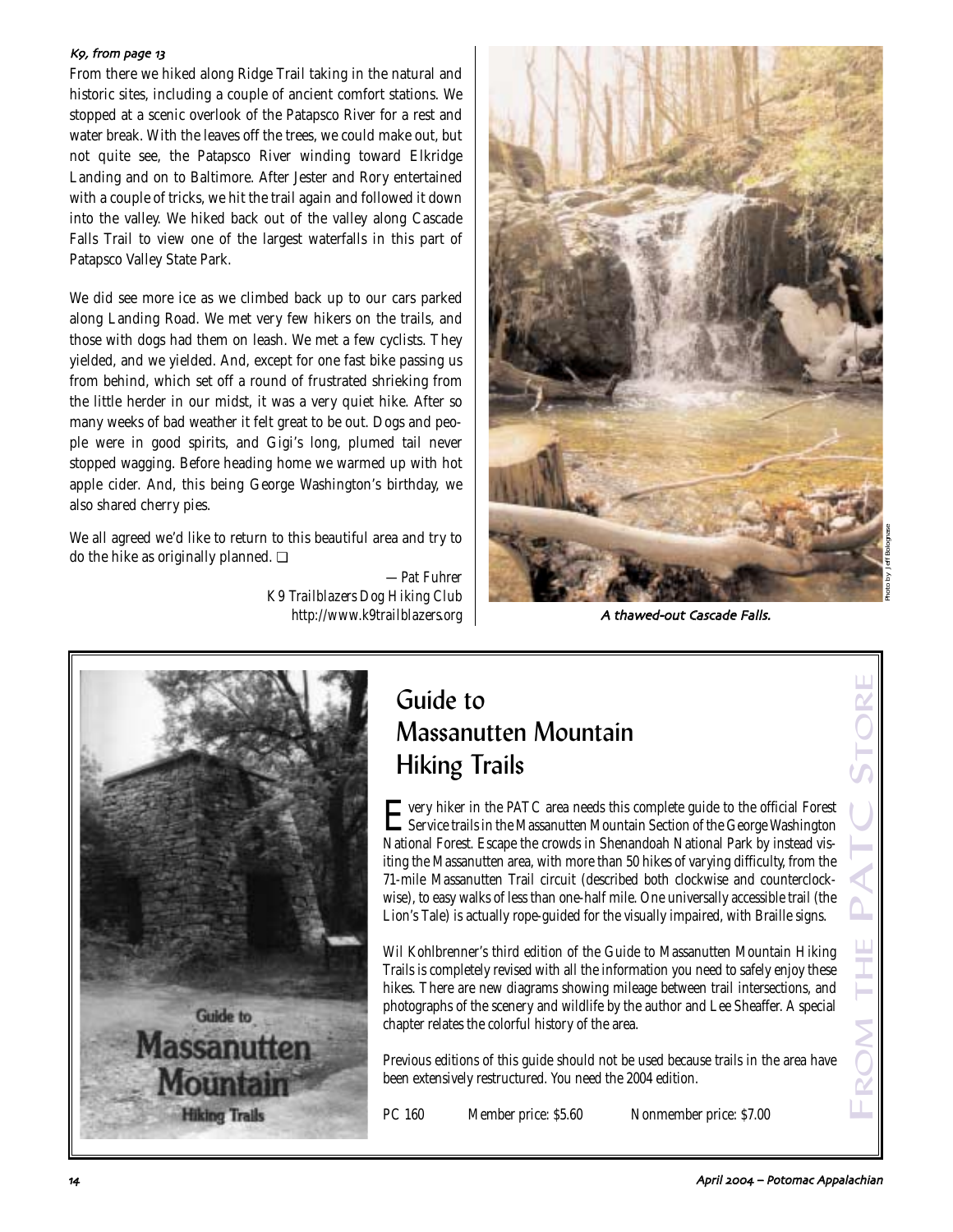*K9, from page 13*

From there we hiked along Ridge Trail taking in the natural and historic sites, including a couple of ancient comfort stations. We stopped at a scenic overlook of the Patapsco River for a rest and water break. With the leaves off the trees, we could make out, but not quite see, the Patapsco River winding toward Elkridge Landing and on to Baltimore. After Jester and Rory entertained with a couple of tricks, we hit the trail again and followed it down into the valley. We hiked back out of the valley along Cascade Falls Trail to view one of the largest waterfalls in this part of Patapsco Valley State Park.

We did see more ice as we climbed back up to our cars parked along Landing Road. We met very few hikers on the trails, and those with dogs had them on leash. We met a few cyclists. They yielded, and we yielded. And, except for one fast bike passing us from behind, which set off a round of frustrated shrieking from the little herder in our midst, it was a very quiet hike. After so many weeks of bad weather it felt great to be out. Dogs and people were in good spirits, and Gigi's long, plumed tail never stopped wagging. Before heading home we warmed up with hot apple cider. And, this being George Washington's birthday, we also shared cherry pies.

We all agreed we'd like to return to this beautiful area and try to do the hike as originally planned. ❑

*—Pat Fuhrer*
*K9 Trailblazers Dog Hiking Club*
*http://www.k9trailblazers.org*

Photo by Jeff Bolognese

*A thawed-out Cascade Falls.*

---

**From the PATC Store**

## Guide to Massanutten Mountain Hiking Trails

Every hiker in the PATC area needs this complete guide to the official Forest Service trails in the Massanutten Mountain Section of the George Washington National Forest. Escape the crowds in Shenandoah National Park by instead visiting the Massanutten area, with more than 50 hikes of varying difficulty, from the 71-mile Massanutten Trail circuit (described both clockwise and counterclockwise), to easy walks of less than one-half mile. One universally accessible trail (the Lion's Tale) is actually rope-guided for the visually impaired, with Braille signs.

Wil Kohlbrenner's third edition of the Guide to Massanutten Mountain Hiking Trails is completely revised with all the information you need to safely enjoy these hikes. There are new diagrams showing mileage between trail intersections, and photographs of the scenery and wildlife by the author and Lee Sheaffer. A special chapter relates the colorful history of the area.

Previous editions of this guide should not be used because trails in the area have been extensively restructured. You need the 2004 edition.

PC 160 Member price: $5.60 Nonmember price: $7.00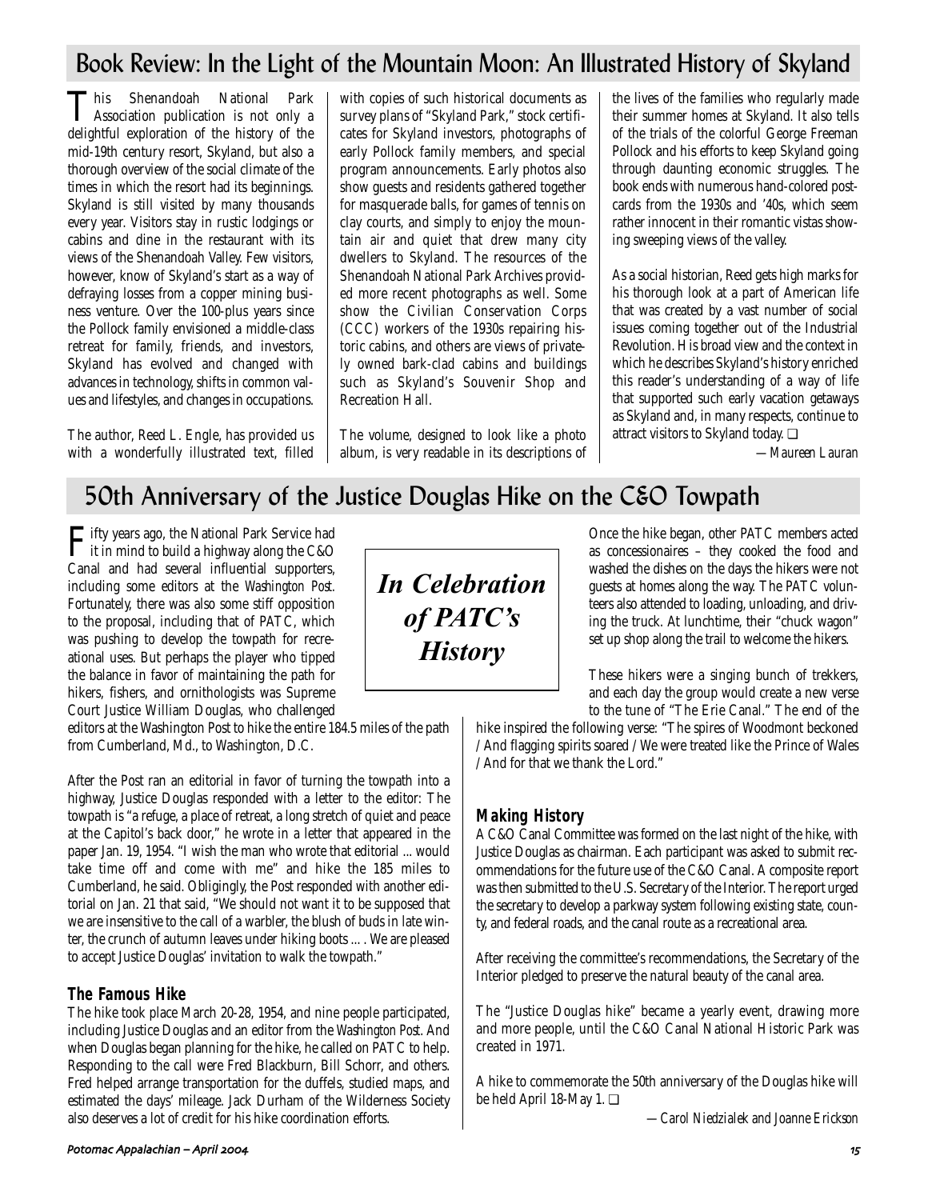## Book Review: In the Light of the Mountain Moon: An Illustrated History of Skyland

This Shenandoah National Park Association publication is not only a delightful exploration of the history of the mid-19th century resort, Skyland, but also a thorough overview of the social climate of the times in which the resort had its beginnings. Skyland is still visited by many thousands every year. Visitors stay in rustic lodgings or cabins and dine in the restaurant with its views of the Shenandoah Valley. Few visitors, however, know of Skyland's start as a way of defraying losses from a copper mining business venture. Over the 100-plus years since the Pollock family envisioned a middle-class retreat for family, friends, and investors, Skyland has evolved and changed with advances in technology, shifts in common values and lifestyles, and changes in occupations.

The author, Reed L. Engle, has provided us with a wonderfully illustrated text, filled with copies of such historical documents as survey plans of "Skyland Park," stock certificates for Skyland investors, photographs of early Pollock family members, and special program announcements. Early photos also show guests and residents gathered together for masquerade balls, for games of tennis on clay courts, and simply to enjoy the mountain air and quiet that drew many city dwellers to Skyland. The resources of the Shenandoah National Park Archives provided more recent photographs as well. Some show the Civilian Conservation Corps (CCC) workers of the 1930s repairing historic cabins, and others are views of privately owned bark-clad cabins and buildings such as Skyland's Souvenir Shop and Recreation Hall.

The volume, designed to look like a photo album, is very readable in its descriptions of the lives of the families who regularly made their summer homes at Skyland. It also tells of the trials of the colorful George Freeman Pollock and his efforts to keep Skyland going through daunting economic struggles. The book ends with numerous hand-colored postcards from the 1930s and '40s, which seem rather innocent in their romantic vistas showing sweeping views of the valley.

As a social historian, Reed gets high marks for his thorough look at a part of American life that was created by a vast number of social issues coming together out of the Industrial Revolution. His broad view and the context in which he describes Skyland's history enriched this reader's understanding of a way of life that supported such early vacation getaways as Skyland and, in many respects, continue to attract visitors to Skyland today. ❑

*—Maureen Lauran*

## 50th Anniversary of the Justice Douglas Hike on the C&O Towpath

***In Celebration of PATC's History***

Fifty years ago, the National Park Service had it in mind to build a highway along the C&O Canal and had several influential supporters, including some editors at the *Washington Post*. Fortunately, there was also some stiff opposition to the proposal, including that of PATC, which was pushing to develop the towpath for recreational uses. But perhaps the player who tipped the balance in favor of maintaining the path for hikers, fishers, and ornithologists was Supreme Court Justice William Douglas, who challenged editors at the Washington Post to hike the entire 184.5 miles of the path from Cumberland, Md., to Washington, D.C.

After the Post ran an editorial in favor of turning the towpath into a highway, Justice Douglas responded with a letter to the editor: The towpath is "a refuge, a place of retreat, a long stretch of quiet and peace at the Capitol's back door," he wrote in a letter that appeared in the paper Jan. 19, 1954. "I wish the man who wrote that editorial ... would take time off and come with me" and hike the 185 miles to Cumberland, he said. Obligingly, the Post responded with another editorial on Jan. 21 that said, "We should not want it to be supposed that we are insensitive to the call of a warbler, the blush of buds in late winter, the crunch of autumn leaves under hiking boots .... We are pleased to accept Justice Douglas' invitation to walk the towpath."

### The Famous Hike

The hike took place March 20-28, 1954, and nine people participated, including Justice Douglas and an editor from the *Washington Post*. And when Douglas began planning for the hike, he called on PATC to help. Responding to the call were Fred Blackburn, Bill Schorr, and others. Fred helped arrange transportation for the duffels, studied maps, and estimated the days' mileage. Jack Durham of the Wilderness Society also deserves a lot of credit for his hike coordination efforts.

Once the hike began, other PATC members acted as concessionaires – they cooked the food and washed the dishes on the days the hikers were not guests at homes along the way. The PATC volunteers also attended to loading, unloading, and driving the truck. At lunchtime, their "chuck wagon" set up shop along the trail to welcome the hikers.

These hikers were a singing bunch of trekkers, and each day the group would create a new verse to the tune of "The Erie Canal." The end of the hike inspired the following verse: "The spires of Woodmont beckoned / And flagging spirits soared / We were treated like the Prince of Wales / And for that we thank the Lord."

### Making History

A C&O Canal Committee was formed on the last night of the hike, with Justice Douglas as chairman. Each participant was asked to submit recommendations for the future use of the C&O Canal. A composite report was then submitted to the U.S. Secretary of the Interior. The report urged the secretary to develop a parkway system following existing state, county, and federal roads, and the canal route as a recreational area.

After receiving the committee's recommendations, the Secretary of the Interior pledged to preserve the natural beauty of the canal area.

The "Justice Douglas hike" became a yearly event, drawing more and more people, until the C&O Canal National Historic Park was created in 1971.

A hike to commemorate the 50th anniversary of the Douglas hike will be held April 18-May 1. ❑

*—Carol Niedzialek and Joanne Erickson*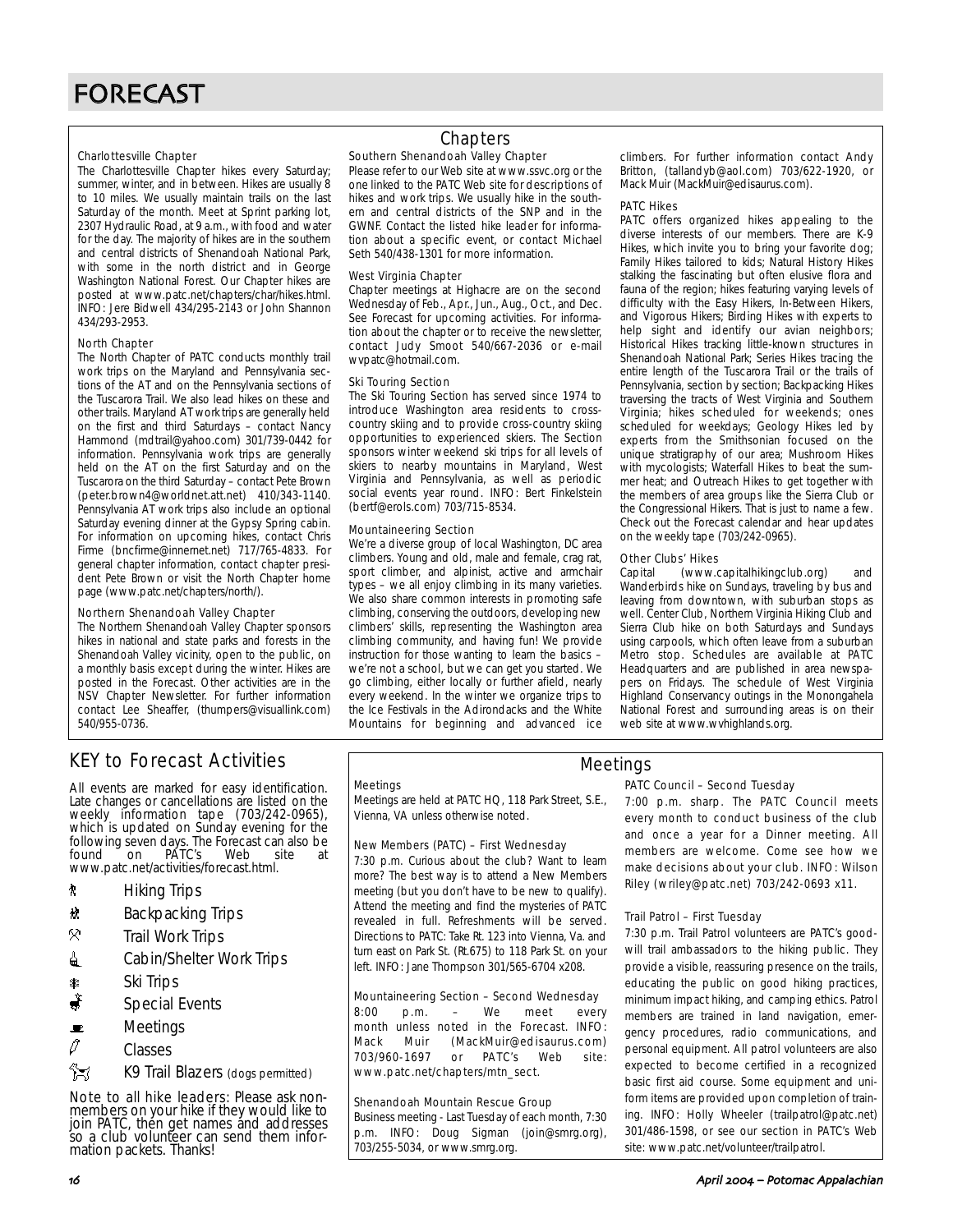# FORECAST

## Chapters

### Charlottesville Chapter

The Charlottesville Chapter hikes every Saturday; summer, winter, and in between. Hikes are usually 8 to 10 miles. We usually maintain trails on the last Saturday of the month. Meet at Sprint parking lot, 2307 Hydraulic Road, at 9 a.m., with food and water for the day. The majority of hikes are in the southern and central districts of Shenandoah National Park, with some in the north district and in George Washington National Forest. Our Chapter hikes are posted at www.patc.net/chapters/char/hikes.html. INFO: Jere Bidwell 434/295-2143 or John Shannon 434/293-2953.

### North Chapter

The North Chapter of PATC conducts monthly trail work trips on the Maryland and Pennsylvania sections of the AT and on the Pennsylvania sections of the Tuscarora Trail. We also lead hikes on these and other trails. Maryland AT work trips are generally held on the first and third Saturdays – contact Nancy Hammond (mdtrail@yahoo.com) 301/739-0442 for information. Pennsylvania work trips are generally held on the AT on the first Saturday and on the Tuscarora on the third Saturday – contact Pete Brown (peter.brown4@worldnet.att.net) 410/343-1140. Pennsylvania AT work trips also include an optional Saturday evening dinner at the Gypsy Spring cabin. For information on upcoming hikes, contact Chris Firme (bncfirme@innernet.net) 717/765-4833. For general chapter information, contact chapter president Pete Brown or visit the North Chapter home page (www.patc.net/chapters/north/).

### Northern Shenandoah Valley Chapter

The Northern Shenandoah Valley Chapter sponsors hikes in national and state parks and forests in the Shenandoah Valley vicinity, open to the public, on a monthly basis except during the winter. Hikes are posted in the Forecast. Other activities are in the NSV Chapter Newsletter. For further information contact Lee Sheaffer, (thumpers@visuallink.com) 540/955-0736.

### Southern Shenandoah Valley Chapter

Please refer to our Web site at www.ssvc.org or the one linked to the PATC Web site for descriptions of hikes and work trips. We usually hike in the southern and central districts of the SNP and in the GWNF. Contact the listed hike leader for information about a specific event, or contact Michael Seth 540/438-1301 for more information.

### West Virginia Chapter

Chapter meetings at Highacre are on the second Wednesday of Feb., Apr., Jun., Aug., Oct., and Dec. See Forecast for upcoming activities. For information about the chapter or to receive the newsletter, contact Judy Smoot 540/667-2036 or e-mail wvpatc@hotmail.com.

### Ski Touring Section

The Ski Touring Section has served since 1974 to introduce Washington area residents to cross-country skiing and to provide cross-country skiing opportunities to experienced skiers. The Section sponsors winter weekend ski trips for all levels of skiers to nearby mountains in Maryland, West Virginia and Pennsylvania, as well as periodic social events year round. INFO: Bert Finkelstein (bertf@erols.com) 703/715-8534.

### Mountaineering Section

We're a diverse group of local Washington, DC area climbers. Young and old, male and female, crag rat, sport climber, and alpinist, active and armchair types – we all enjoy climbing in its many varieties. We also share common interests in promoting safe climbing, conserving the outdoors, developing new climbers' skills, representing the Washington area climbing community, and having fun! We provide instruction for those wanting to learn the basics – we're not a school, but we can get you started. We go climbing, either locally or further afield, nearly every weekend. In the winter we organize trips to the Ice Festivals in the Adirondacks and the White Mountains for beginning and advanced ice climbers. For further information contact Andy Britton, (tallandyb@aol.com) 703/622-1920, or Mack Muir (MackMuir@edisaurus.com).

### PATC Hikes

PATC offers organized hikes appealing to the diverse interests of our members. There are K-9 Hikes, which invite you to bring your favorite dog; Family Hikes tailored to kids; Natural History Hikes stalking the fascinating but often elusive flora and fauna of the region; hikes featuring varying levels of difficulty with the Easy Hikers, In-Between Hikers, and Vigorous Hikers; Birding Hikes with experts to help sight and identify our avian neighbors; Historical Hikes tracking little-known structures in Shenandoah National Park; Series Hikes tracing the entire length of the Tuscarora Trail or the trails of Pennsylvania, section by section; Backpacking Hikes traversing the tracts of West Virginia and Southern Virginia; hikes scheduled for weekends; ones scheduled for weekdays; Geology Hikes led by experts from the Smithsonian focused on the unique stratigraphy of our area; Mushroom Hikes with mycologists; Waterfall Hikes to beat the summer heat; and Outreach Hikes to get together with the members of area groups like the Sierra Club or the Congressional Hikers. That is just to name a few. Check out the Forecast calendar and hear updates on the weekly tape (703/242-0965).

### Other Clubs' Hikes

Capital (www.capitalhikingclub.org) and Wanderbirds hike on Sundays, traveling by bus and leaving from downtown, with suburban stops as well. Center Club, Northern Virginia Hiking Club and Sierra Club hike on both Saturdays and Sundays using carpools, which often leave from a suburban Metro stop. Schedules are available at PATC Headquarters and are published in area newspapers on Fridays. The schedule of West Virginia Highland Conservancy outings in the Monongahela National Forest and surrounding areas is on their web site at www.wvhighlands.org.

## KEY to Forecast Activities

All events are marked for easy identification. Late changes or cancellations are listed on the weekly information tape (703/242-0965), which is updated on Sunday evening for the following seven days. The Forecast can also be found on PATC's Web site at www.patc.net/activities/forecast.html.

- Hiking Trips
- Backpacking Trips
- Trail Work Trips
- Cabin/Shelter Work Trips
- Ski Trips
- Special Events
- Meetings
- Classes
- K9 Trail Blazers (dogs permitted)

Note to all hike leaders: Please ask nonmembers on your hike if they would like to join PATC, then get names and addresses so a club volunteer can send them information packets. Thanks!

## Meetings

### Meetings

Meetings are held at PATC HQ, 118 Park Street, S.E., Vienna, VA unless otherwise noted.

### New Members (PATC) – First Wednesday

7:30 p.m. Curious about the club? Want to learn more? The best way is to attend a New Members meeting (but you don't have to be new to qualify). Attend the meeting and find the mysteries of PATC revealed in full. Refreshments will be served. Directions to PATC: Take Rt. 123 into Vienna, Va. and turn east on Park St. (Rt.675) to 118 Park St. on your left. INFO: Jane Thompson 301/565-6704 x208.

### Mountaineering Section – Second Wednesday

8:00 p.m. – We meet every month unless noted in the Forecast. INFO: Mack Muir (MackMuir@edisaurus.com) 703/960-1697 or PATC's Web site: www.patc.net/chapters/mtn_sect.

### Shenandoah Mountain Rescue Group

Business meeting - Last Tuesday of each month, 7:30 p.m. INFO: Doug Sigman (join@smrg.org), 703/255-5034, or www.smrg.org.

### PATC Council – Second Tuesday

7:00 p.m. sharp. The PATC Council meets every month to conduct business of the club and once a year for a Dinner meeting. All members are welcome. Come see how we make decisions about your club. INFO: Wilson Riley (wriley@patc.net) 703/242-0693 x11.

### Trail Patrol – First Tuesday

7:30 p.m. Trail Patrol volunteers are PATC's goodwill trail ambassadors to the hiking public. They provide a visible, reassuring presence on the trails, educating the public on good hiking practices, minimum impact hiking, and camping ethics. Patrol members are trained in land navigation, emergency procedures, radio communications, and personal equipment. All patrol volunteers are also expected to become certified in a recognized basic first aid course. Some equipment and uniform items are provided upon completion of training. INFO: Holly Wheeler (trailpatrol@patc.net) 301/486-1598, or see our section in PATC's Web site: www.patc.net/volunteer/trailpatrol.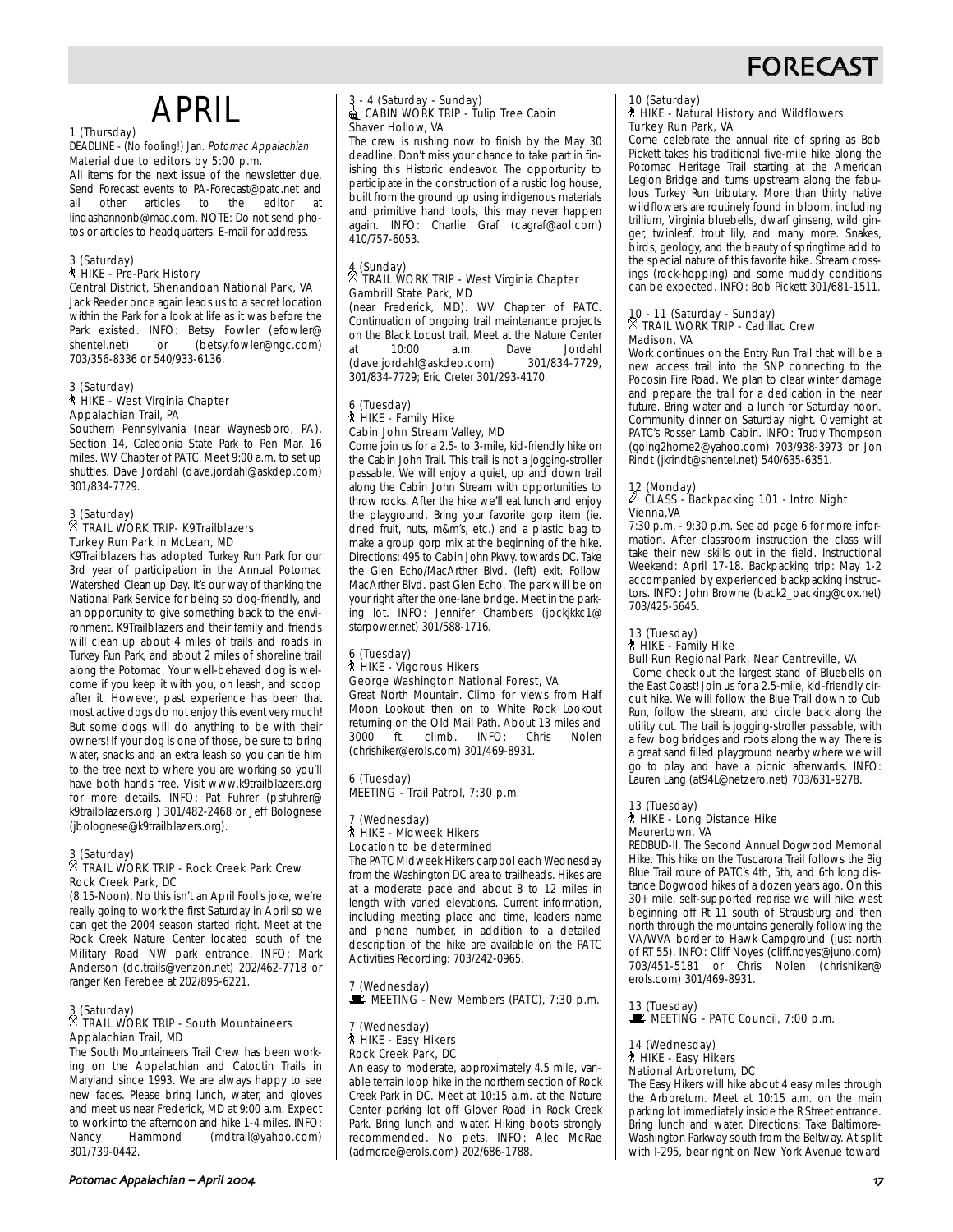# FORECAST

# APRIL

1 (Thursday)
DEADLINE - (No fooling!) Jan. *Potomac Appalachian*
Material due to editors by 5:00 p.m.
All items for the next issue of the newsletter due. Send Forecast events to PA-Forecast@patc.net and all other articles to the editor at lindashannonb@mac.com. NOTE: Do not send photos or articles to headquarters. E-mail for address.

3 (Saturday)
HIKE - Pre-Park History
Central District, Shenandoah National Park, VA
Jack Reeder once again leads us to a secret location within the Park for a look at life as it was before the Park existed. INFO: Betsy Fowler (efowler@shentel.net) or (betsy.fowler@ngc.com) 703/356-8336 or 540/933-6136.

3 (Saturday)
HIKE - West Virginia Chapter
Appalachian Trail, PA
Southern Pennsylvania (near Waynesboro, PA). Section 14, Caledonia State Park to Pen Mar, 16 miles. WV Chapter of PATC. Meet 9:00 a.m. to set up shuttles. Dave Jordahl (dave.jordahl@askdep.com) 301/834-7729.

3 (Saturday)
TRAIL WORK TRIP- K9Trailblazers
Turkey Run Park in McLean, MD
K9Trailblazers has adopted Turkey Run Park for our 3rd year of participation in the Annual Potomac Watershed Clean up Day. It's our way of thanking the National Park Service for being so dog-friendly, and an opportunity to give something back to the environment. K9Trailblazers and their family and friends will clean up about 4 miles of trails and roads in Turkey Run Park, and about 2 miles of shoreline trail along the Potomac. Your well-behaved dog is welcome if you keep it with you, on leash, and scoop after it. However, past experience has been that most active dogs do not enjoy this event very much! But some dogs will do anything to be with their owners! If your dog is one of those, be sure to bring water, snacks and an extra leash so you can tie him to the tree next to where you are working so you'll have both hands free. Visit www.k9trailblazers.org for more details. INFO: Pat Fuhrer (psfuhrer@k9trailblazers.org ) 301/482-2468 or Jeff Bolognese (jbolognese@k9trailblazers.org).

3 (Saturday)
TRAIL WORK TRIP - Rock Creek Park Crew
Rock Creek Park, DC
(8:15-Noon). No this isn't an April Fool's joke, we're really going to work the first Saturday in April so we can get the 2004 season started right. Meet at the Rock Creek Nature Center located south of the Military Road NW park entrance. INFO: Mark Anderson (dc.trails@verizon.net) 202/462-7718 or ranger Ken Ferebee at 202/895-6221.

3 (Saturday)
TRAIL WORK TRIP - South Mountaineers
Appalachian Trail, MD
The South Mountaineers Trail Crew has been working on the Appalachian and Catoctin Trails in Maryland since 1993. We are always happy to see new faces. Please bring lunch, water, and gloves and meet us near Frederick, MD at 9:00 a.m. Expect to work into the afternoon and hike 1-4 miles. INFO: Nancy Hammond (mdtrail@yahoo.com) 301/739-0442.

3 - 4 (Saturday - Sunday)
CABIN WORK TRIP - Tulip Tree Cabin
Shaver Hollow, VA
The crew is rushing now to finish by the May 30 deadline. Don't miss your chance to take part in finishing this Historic endeavor. The opportunity to participate in the construction of a rustic log house, built from the ground up using indigenous materials and primitive hand tools, this may never happen again. INFO: Charlie Graf (cagraf@aol.com) 410/757-6053.

4 (Sunday)
TRAIL WORK TRIP - West Virginia Chapter
Gambrill State Park, MD
(near Frederick, MD). WV Chapter of PATC. Continuation of ongoing trail maintenance projects on the Black Locust trail. Meet at the Nature Center at 10:00 a.m. Dave Jordahl (dave.jordahl@askdep.com) 301/834-7729, 301/834-7729; Eric Creter 301/293-4170.

6 (Tuesday)
HIKE - Family Hike
Cabin John Stream Valley, MD
Come join us for a 2.5- to 3-mile, kid-friendly hike on the Cabin John Trail. This trail is not a jogging-stroller passable. We will enjoy a quiet, up and down trail along the Cabin John Stream with opportunities to throw rocks. After the hike we'll eat lunch and enjoy the playground. Bring your favorite gorp item (ie. dried fruit, nuts, m&m's, etc.) and a plastic bag to make a group gorp mix at the beginning of the hike. Directions: 495 to Cabin John Pkwy. towards DC. Take the Glen Echo/MacArther Blvd. (left) exit. Follow MacArther Blvd. past Glen Echo. The park will be on your right after the one-lane bridge. Meet in the parking lot. INFO: Jennifer Chambers (jpckjkkc1@starpower.net) 301/588-1716.

6 (Tuesday)
HIKE - Vigorous Hikers
George Washington National Forest, VA
Great North Mountain. Climb for views from Half Moon Lookout then on to White Rock Lookout returning on the Old Mail Path. About 13 miles and 3000 ft. climb. INFO: Chris Nolen (chrishiker@erols.com) 301/469-8931.

6 (Tuesday)
MEETING - Trail Patrol, 7:30 p.m.

7 (Wednesday)
HIKE - Midweek Hikers
Location to be determined
The PATC Midweek Hikers carpool each Wednesday from the Washington DC area to trailheads. Hikes are at a moderate pace and about 8 to 12 miles in length with varied elevations. Current information, including meeting place and time, leaders name and phone number, in addition to a detailed description of the hike are available on the PATC Activities Recording: 703/242-0965.

7 (Wednesday)
MEETING - New Members (PATC), 7:30 p.m.

7 (Wednesday)
HIKE - Easy Hikers
Rock Creek Park, DC
An easy to moderate, approximately 4.5 mile, variable terrain loop hike in the northern section of Rock Creek Park in DC. Meet at 10:15 a.m. at the Nature Center parking lot off Glover Road in Rock Creek Park. Bring lunch and water. Hiking boots strongly recommended. No pets. INFO: Alec McRae (admcrae@erols.com) 202/686-1788.

10 (Saturday)
HIKE - Natural History and Wildflowers
Turkey Run Park, VA
Come celebrate the annual rite of spring as Bob Pickett takes his traditional five-mile hike along the Potomac Heritage Trail starting at the American Legion Bridge and turns upstream along the fabulous Turkey Run tributary. More than thirty native wildflowers are routinely found in bloom, including trillium, Virginia bluebells, dwarf ginseng, wild ginger, twinleaf, trout lily, and many more. Snakes, birds, geology, and the beauty of springtime add to the special nature of this favorite hike. Stream crossings (rock-hopping) and some muddy conditions can be expected. INFO: Bob Pickett 301/681-1511.

10 - 11 (Saturday - Sunday)
TRAIL WORK TRIP - Cadillac Crew
Madison, VA
Work continues on the Entry Run Trail that will be a new access trail into the SNP connecting to the Pocosin Fire Road. We plan to clear winter damage and prepare the trail for a dedication in the near future. Bring water and a lunch for Saturday noon. Community dinner on Saturday night. Overnight at PATC's Rosser Lamb Cabin. INFO: Trudy Thompson (going2home2@yahoo.com) 703/938-3973 or Jon Rindt (jkrindt@shentel.net) 540/635-6351.

12 (Monday)
CLASS - Backpacking 101 - Intro Night
Vienna,VA
7:30 p.m. - 9:30 p.m. See ad page 6 for more information. After classroom instruction the class will take their new skills out in the field. Instructional Weekend: April 17-18. Backpacking trip: May 1-2 accompanied by experienced backpacking instructors. INFO: John Browne (back2_packing@cox.net) 703/425-5645.

13 (Tuesday)
HIKE - Family Hike
Bull Run Regional Park, Near Centreville, VA
Come check out the largest stand of Bluebells on the East Coast! Join us for a 2.5-mile, kid-friendly circuit hike. We will follow the Blue Trail down to Cub Run, follow the stream, and circle back along the utility cut. The trail is jogging-stroller passable, with a few bog bridges and roots along the way. There is a great sand filled playground nearby where we will go to play and have a picnic afterwards. INFO: Lauren Lang (at94L@netzero.net) 703/631-9278.

13 (Tuesday)
HIKE - Long Distance Hike
Maurertown, VA
REDBUD-II. The Second Annual Dogwood Memorial Hike. This hike on the Tuscarora Trail follows the Big Blue Trail route of PATC's 4th, 5th, and 6th long distance Dogwood hikes of a dozen years ago. On this 30+ mile, self-supported reprise we will hike west beginning off Rt 11 south of Strausburg and then north through the mountains generally following the VA/WVA border to Hawk Campground (just north of RT 55). INFO: Cliff Noyes (cliff.noyes@juno.com) 703/451-5181 or Chris Nolen (chrishiker@erols.com) 301/469-8931.

13 (Tuesday)
MEETING - PATC Council, 7:00 p.m.

14 (Wednesday)
HIKE - Easy Hikers
National Arboretum, DC
The Easy Hikers will hike about 4 easy miles through the Arboretum. Meet at 10:15 a.m. on the main parking lot immediately inside the R Street entrance. Bring lunch and water. Directions: Take Baltimore-Washington Parkway south from the Beltway. At split with I-295, bear right on New York Avenue toward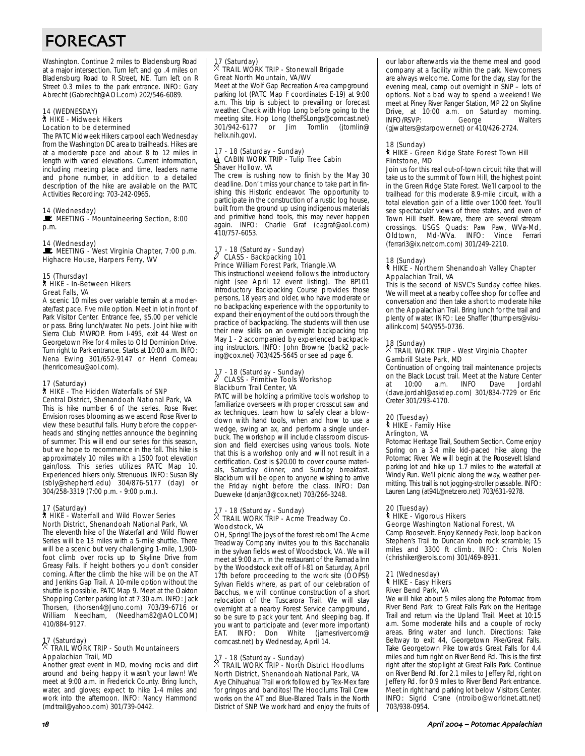# FORECAST

Washington. Continue 2 miles to Bladensburg Road at a major intersection. Turn left and go .4 miles on Bladensburg Road to R Street, NE. Turn left on R Street 0.3 miles to the park entrance. INFO: Gary Abrecht (Gabrecht@AOL.com) 202/546-6089.

14 (WEDNESDAY)
HIKE - Midweek Hikers
Location to be determined
The PATC Midweek Hikers carpool each Wednesday from the Washington DC area to trailheads. Hikes are at a moderate pace and about 8 to 12 miles in length with varied elevations. Current information, including meeting place and time, leaders name and phone number, in addition to a detailed description of the hike are available on the PATC Activities Recording: 703-242-0965.

14 (Wednesday)
MEETING - Mountaineering Section, 8:00 p.m.

14 (Wednesday)
MEETING - West Virginia Chapter, 7:00 p.m. Highacre House, Harpers Ferry, WV

15 (Thursday)
HIKE - In-Between Hikers
Great Falls, VA
A scenic 10 miles over variable terrain at a moderate/fast pace. Five mile option. Meet in lot in front of Park Visitor Center. Entrance fee, $5.00 per vehicle or pass. Bring lunch/water. No pets. Joint hike with Sierra Club MWROP. From I-495, exit 44 West on Georgetown Pike for 4 miles to Old Dominion Drive. Turn right to Park entrance. Starts at 10:00 a.m. INFO: Nena Ewing 301/652-9147 or Henri Comeau (henricomeau@aol.com).

17 (Saturday)
HIKE - The Hidden Waterfalls of SNP
Central District, Shenandoah National Park, VA
This is hike number 6 of the series. Rose River. Envision roses blooming as we ascend Rose River to view these beautiful falls. Hurry before the copperheads and stinging nettles announce the beginning of summer. This will end our series for this season, but we hope to recommence in the fall. This hike is approximately 10 miles with a 1500 foot elevation gain/loss. This series utilizes PATC Map 10. Experienced hikers only. Strenuous. INFO: Susan Bly (sbly@shepherd.edu) 304/876-5177 (day) or 304/258-3319 (7:00 p.m. - 9:00 p.m.).

17 (Saturday)
HIKE - Waterfall and Wild Flower Series
North District, Shenandoah National Park, VA
The eleventh hike of the Waterfall and Wild Flower Series will be 13 miles with a 5-mile shuttle. There will be a scenic but very challenging 1-mile, 1,900-foot climb over rocks up to Skyline Drive from Greasy Falls. If height bothers you don't consider coming. After the climb the hike will be on the AT and Jenkins Gap Trail. A 10-mile option without the shuttle is possible. PATC Map 9. Meet at the Oakton Shopping Center parking lot at 7:30 a.m. INFO: Jack Thorsen, (thorsen4@Juno.com) 703/39-6716 or William Needham, (Needham82@AOL.COM) 410/884-9127.

17 (Saturday)
TRAIL WORK TRIP - South Mountaineers
Appalachian Trail, MD
Another great event in MD, moving rocks and dirt around and being happy it wasn't your lawn! We meet at 9:00 a.m. in Frederick County. Bring lunch, water, and gloves; expect to hike 1-4 miles and work into the afternoon. INFO: Nancy Hammond (mdtrail@yahoo.com) 301/739-0442.

17 (Saturday)
TRAIL WORK TRIP - Stonewall Brigade
Great North Mountain, VA/WV
Meet at the Wolf Gap Recreation Area campground parking lot (PATC Map F coordinates E-19) at 9:00 a.m. This trip is subject to prevailing or forecast weather. Check with Hop Long before going to the meeting site. Hop Long (theFSLongs@comcast.net) 301/942-6177 or Jim Tomlin (jtomlin@helix.nih.gov).

17 - 18 (Saturday - Sunday)
CABIN WORK TRIP - Tulip Tree Cabin
Shaver Hollow, VA
The crew is rushing now to finish by the May 30 deadline. Don't miss your chance to take part in finishing this Historic endeavor. The opportunity to participate in the construction of a rustic log house, built from the ground up using indigenous materials and primitive hand tools, this may never happen again. INFO: Charlie Graf (cagraf@aol.com) 410/757-6053.

17 - 18 (Saturday - Sunday)
CLASS - Backpacking 101
Prince William Forest Park, Triangle,VA
This instructional weekend follows the introductory night (see April 12 event listing). The BP101 Introductory Backpacking Course provides those persons, 18 years and older, who have moderate or no backpacking experience with the opportunity to expand their enjoyment of the outdoors through the practice of backpacking. The students will then use their new skills on an overnight backpacking trip May 1 - 2 accompanied by experienced backpacking instructors. INFO: John Browne (back2_packing@cox.net) 703/425-5645 or see ad page 6.

17 - 18 (Saturday - Sunday)
CLASS - Primitive Tools Workshop
Blackburn Trail Center, VA
PATC will be holding a primitive tools workshop to familiarize overseers with proper crosscut saw and ax techniques. Learn how to safely clear a blowdown with hand tools, when and how to use a wedge, swing an ax, and perform a single underbuck. The workshop will include classroom discussion and field exercises using various tools. Note that this is a workshop only and will not result in a certification. Cost is $20.00 to cover course materials, Saturday dinner, and Sunday breakfast. Blackburn will be open to anyone wishing to arrive the Friday night before the class. INFO: Dan Dueweke (danjan3@cox.net) 703/266-3248.

17 - 18 (Saturday - Sunday)
TRAIL WORK TRIP - Acme Treadway Co.
Woodstock, VA
OH, Spring! The joys of the forest reborn! The Acme Treadway Company invites you to this Bacchanalia in the sylvan fields west of Woodstock, VA. We will meet at 9:00 a.m. in the restaurant of the Ramada Inn by the Woodstock exit off of I-81 on Saturday, April 17th before proceeding to the work site (OOPS!) Sylvan Fields where, as part of our celebration of Bacchus, we will continue construction of a short relocation of the Tuscarora Trail. We will stay overnight at a nearby Forest Service campground, so be sure to pack your tent. And sleeping bag. If you want to participate and (ever more important) EAT. INFO: Don White (jamesrivercom@comcast.net) by Wednesday, April 14.

17 - 18 (Saturday - Sunday)
TRAIL WORK TRIP - North District Hoodlums
North District, Shenandoah National Park, VA
Aye Chihuahua! Trail work followed by Tex-Mex fare for gringos and banditos! The Hoodlums Trail Crew works on the AT and Blue-Blazed Trails in the North District of SNP. We work hard and enjoy the fruits of our labor afterwards via the theme meal and good company at a facility within the park. Newcomers are always welcome. Come for the day, stay for the evening meal, camp out overnight in SNP – lots of options. Not a bad way to spend a weekend! We meet at Piney River Ranger Station, MP 22 on Skyline Drive, at 10:00 a.m. on Saturday morning. INFO/RSVP: George Walters (gjwalters@starpower.net) or 410/426-2724.

18 (Sunday)
HIKE - Green Ridge State Forest Town Hill
Flintstone, MD
Join us for this real out-of-town circuit hike that will take us to the summit of Town Hill, the highest point in the Green Ridge State Forest. We'll carpool to the trailhead for this moderate 8.9-mile circuit, with a total elevation gain of a little over 1000 feet. You'll see spectacular views of three states, and even of Town Hill itself. Beware, there are several stream crossings. USGS Quads: Paw Paw, WVa-Md, Oldtown, Md-WVa. INFO: Vince Ferrari (ferrari3@ix.netcom.com) 301/249-2210.

18 (Sunday)
HIKE - Northern Shenandoah Valley Chapter
Appalachian Trail, VA
This is the second of NSVC's Sunday coffee hikes. We will meet at a nearby coffee shop for coffee and conversation and then take a short to moderate hike on the Appalachian Trail. Bring lunch for the trail and plenty of water. INFO: Lee Shaffer (thumpers@visuallink.com) 540/955-0736.

18 (Sunday)
TRAIL WORK TRIP - West Virginia Chapter
Gambrill State Park, MD
Continuation of ongoing trail maintenance projects on the Black Locust trail. Meet at the Nature Center at 10:00 a.m. INFO Dave Jordahl (dave.jordahl@askdep.com) 301/834-7729 or Eric Creter 301/293-4170.

20 (Tuesday)
HIKE - Family Hike
Arlington, VA
Potomac Heritage Trail, Southern Section. Come enjoy Spring on a 3.4 mile kid-paced hike along the Potomac River. We will begin at the Roosevelt Island parking lot and hike up 1.7 miles to the waterfall at Windy Run. We'll picnic along the way, weather permitting. This trail is not jogging-stroller passable. INFO: Lauren Lang (at94L@netzero.net) 703/631-9278.

20 (Tuesday)
HIKE - Vigorous Hikers
George Washington National Forest, VA
Camp Roosevelt. Enjoy Kennedy Peak, loop back on Stephen's Trail to Duncan Knob rock scramble; 15 miles and 3300 ft climb. INFO: Chris Nolen (chrishiker@erols.com) 301/469-8931.

21 (Wednesday)
HIKE - Easy Hikers
River Bend Park, VA
We will hike about 5 miles along the Potomac from River Bend Park to Great Falls Park on the Heritage Trail and return via the Upland Trail. Meet at 10:15 a.m. Some moderate hills and a couple of rocky areas. Bring water and lunch. Directions: Take Beltway to exit 44, Georgetown Pike/Great Falls. Take Georgetown Pike towards Great Falls for 4.4 miles and turn right on River Bend Rd. This is the first right after the stoplight at Great Falls Park. Continue on River Bend Rd. for 2.1 miles to Jeffery Rd, right on Jeffery Rd. for 0.9 miles to River Bend Park entrance. Meet in right hand parking lot below Visitors Center. INFO: Sigrid Crane (ntroibo@worldnet.att.net) 703/938-0954.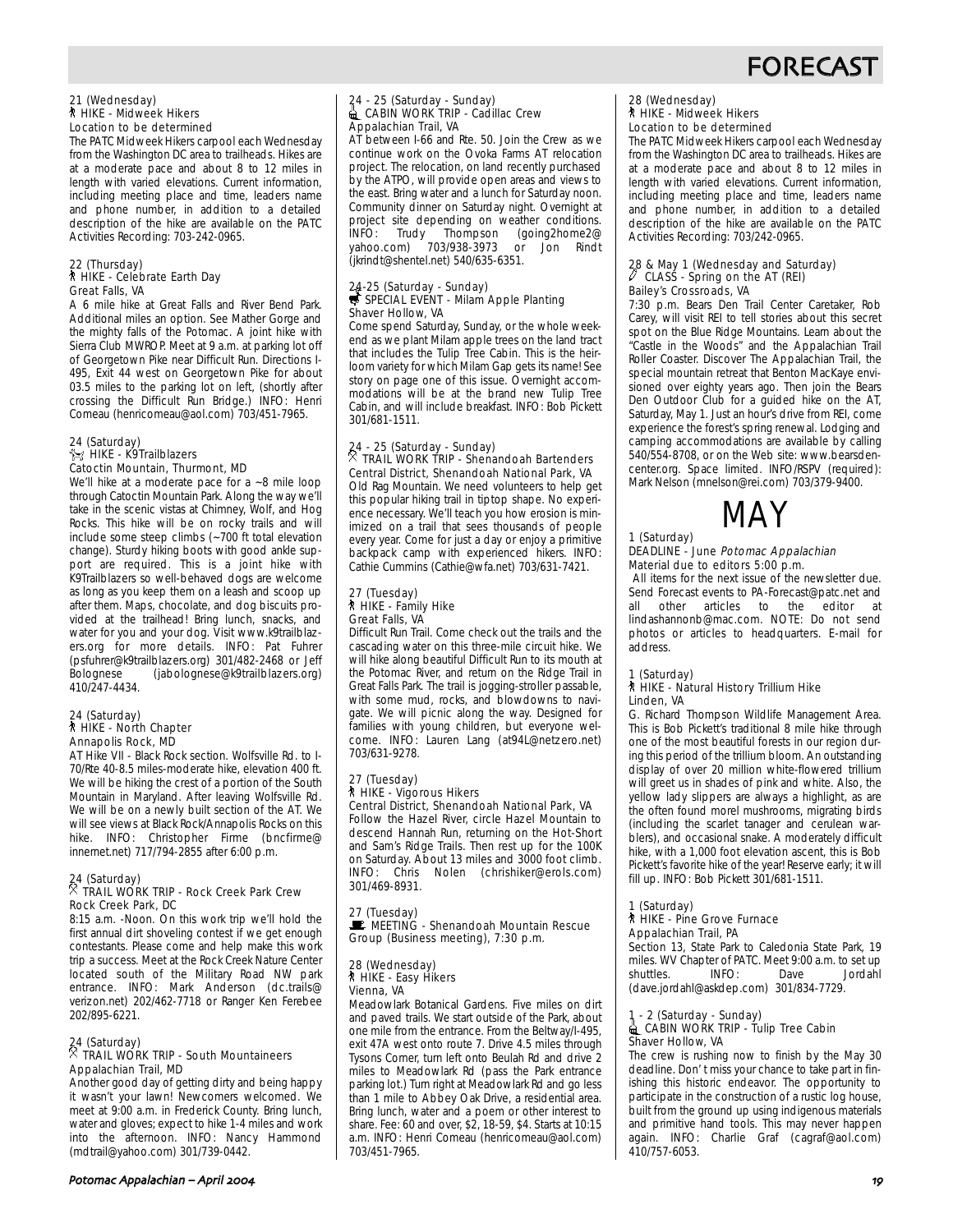# FORECAST

21 (Wednesday)
**HIKE - Midweek Hikers**
Location to be determined

The PATC Midweek Hikers carpool each Wednesday from the Washington DC area to trailheads. Hikes are at a moderate pace and about 8 to 12 miles in length with varied elevations. Current information, including meeting place and time, leaders name and phone number, in addition to a detailed description of the hike are available on the PATC Activities Recording: 703-242-0965.

22 (Thursday)
**HIKE - Celebrate Earth Day**
Great Falls, VA

A 6 mile hike at Great Falls and River Bend Park. Additional miles an option. See Mather Gorge and the mighty falls of the Potomac. A joint hike with Sierra Club MWROP. Meet at 9 a.m. at parking lot off of Georgetown Pike near Difficult Run. Directions I-495, Exit 44 west on Georgetown Pike for about 03.5 miles to the parking lot on left, (shortly after crossing the Difficult Run Bridge.) INFO: Henri Comeau (henricomeau@aol.com) 703/451-7965.

24 (Saturday)
**HIKE - K9Trailblazers**
Catoctin Mountain, Thurmont, MD

We'll hike at a moderate pace for a ~8 mile loop through Catoctin Mountain Park. Along the way we'll take in the scenic vistas at Chimney, Wolf, and Hog Rocks. This hike will be on rocky trails and will include some steep climbs (~700 ft total elevation change). Sturdy hiking boots with good ankle support are required. This is a joint hike with K9Trailblazers so well-behaved dogs are welcome as long as you keep them on a leash and scoop up after them. Maps, chocolate, and dog biscuits provided at the trailhead! Bring lunch, snacks, and water for you and your dog. Visit www.k9trailblazers.org for more details. INFO: Pat Fuhrer (psfuhrer@k9trailblazers.org) 301/482-2468 or Jeff Bolognese (jabolognese@k9trailblazers.org) 410/247-4434.

24 (Saturday)
**HIKE - North Chapter**
Annapolis Rock, MD

AT Hike VII - Black Rock section. Wolfsville Rd. to I-70/Rte 40-8.5 miles-moderate hike, elevation 400 ft. We will be hiking the crest of a portion of the South Mountain in Maryland. After leaving Wolfsville Rd. We will be on a newly built section of the AT. We will see views at Black Rock/Annapolis Rocks on this hike. INFO: Christopher Firme (bncfirme@innernet.net) 717/794-2855 after 6:00 p.m.

24 (Saturday)
**TRAIL WORK TRIP - Rock Creek Park Crew**
Rock Creek Park, DC

8:15 a.m. -Noon. On this work trip we'll hold the first annual dirt shoveling contest if we get enough contestants. Please come and help make this work trip a success. Meet at the Rock Creek Nature Center located south of the Military Road NW park entrance. INFO: Mark Anderson (dc.trails@verizon.net) 202/462-7718 or Ranger Ken Ferebee 202/895-6221.

24 (Saturday)
**TRAIL WORK TRIP - South Mountaineers**
Appalachian Trail, MD

Another good day of getting dirty and being happy it wasn't your lawn! Newcomers welcomed. We meet at 9:00 a.m. in Frederick County. Bring lunch, water and gloves; expect to hike 1-4 miles and work into the afternoon. INFO: Nancy Hammond (mdtrail@yahoo.com) 301/739-0442.

24 - 25 (Saturday - Sunday)
**CABIN WORK TRIP - Cadillac Crew**
Appalachian Trail, VA

AT between I-66 and Rte. 50. Join the Crew as we continue work on the Ovoka Farms AT relocation project. The relocation, on land recently purchased by the ATPO, will provide open areas and views to the east. Bring water and a lunch for Saturday noon. Community dinner on Saturday night. Overnight at project site depending on weather conditions. INFO: Trudy Thompson (going2home2@yahoo.com) 703/938-3973 or Jon Rindt (jkrindt@shentel.net) 540/635-6351.

24-25 (Saturday - Sunday)
**SPECIAL EVENT - Milam Apple Planting**
Shaver Hollow, VA

Come spend Saturday, Sunday, or the whole weekend as we plant Milam apple trees on the land tract that includes the Tulip Tree Cabin. This is the heirloom variety for which Milam Gap gets its name! See story on page one of this issue. Overnight accommodations will be at the brand new Tulip Tree Cabin, and will include breakfast. INFO: Bob Pickett 301/681-1511.

24 - 25 (Saturday - Sunday)
**TRAIL WORK TRIP - Shenandoah Bartenders**
Central District, Shenandoah National Park, VA

Old Rag Mountain. We need volunteers to help get this popular hiking trail in tiptop shape. No experience necessary. We'll teach you how erosion is minimized on a trail that sees thousands of people every year. Come for just a day or enjoy a primitive backpack camp with experienced hikers. INFO: Cathie Cummins (Cathie@wfa.net) 703/631-7421.

27 (Tuesday)
**HIKE - Family Hike**
Great Falls, VA

Difficult Run Trail. Come check out the trails and the cascading water on this three-mile circuit hike. We will hike along beautiful Difficult Run to its mouth at the Potomac River, and return on the Ridge Trail in Great Falls Park. The trail is jogging-stroller passable, with some mud, rocks, and blowdowns to navigate. We will picnic along the way. Designed for families with young children, but everyone welcome. INFO: Lauren Lang (at94L@netzero.net) 703/631-9278.

27 (Tuesday)
**HIKE - Vigorous Hikers**
Central District, Shenandoah National Park, VA

Follow the Hazel River, circle Hazel Mountain to descend Hannah Run, returning on the Hot-Short and Sam's Ridge Trails. Then rest up for the 100K on Saturday. About 13 miles and 3000 foot climb. INFO: Chris Nolen (chrishiker@erols.com) 301/469-8931.

27 (Tuesday)
**MEETING - Shenandoah Mountain Rescue Group (Business meeting), 7:30 p.m.**

28 (Wednesday)
**HIKE - Easy Hikers**
Vienna, VA

Meadowlark Botanical Gardens. Five miles on dirt and paved trails. We start outside of the Park, about one mile from the entrance. From the Beltway/I-495, exit 47A west onto route 7. Drive 4.5 miles through Tysons Corner, turn left onto Beulah Rd and drive 2 miles to Meadowlark Rd (pass the Park entrance parking lot.) Turn right at Meadowlark Rd and go less than 1 mile to Abbey Oak Drive, a residential area. Bring lunch, water and a poem or other interest to share. Fee: 60 and over, $2, 18-59, $4. Starts at 10:15 a.m. INFO: Henri Comeau (henricomeau@aol.com) 703/451-7965.

28 (Wednesday)
**HIKE - Midweek Hikers**
Location to be determined

The PATC Midweek Hikers carpool each Wednesday from the Washington DC area to trailheads. Hikes are at a moderate pace and about 8 to 12 miles in length with varied elevations. Current information, including meeting place and time, leaders name and phone number, in addition to a detailed description of the hike are available on the PATC Activities Recording: 703/242-0965.

28 & May 1 (Wednesday and Saturday)
**CLASS - Spring on the AT (REI)**
Bailey's Crossroads, VA

7:30 p.m. Bears Den Trail Center Caretaker, Rob Carey, will visit REI to tell stories about this secret spot on the Blue Ridge Mountains. Learn about the "Castle in the Woods" and the Appalachian Trail Roller Coaster. Discover The Appalachian Trail, the special mountain retreat that Benton MacKaye envisioned over eighty years ago. Then join the Bears Den Outdoor Club for a guided hike on the AT, Saturday, May 1. Just an hour's drive from REI, come experience the forest's spring renewal. Lodging and camping accommodations are available by calling 540/554-8708, or on the Web site: www.bearsdencenter.org. Space limited. INFO/RSPV (required): Mark Nelson (mnelson@rei.com) 703/379-9400.

## MAY

1 (Saturday)
**DEADLINE - June *Potomac Appalachian***
Material due to editors 5:00 p.m.

All items for the next issue of the newsletter due. Send Forecast events to PA-Forecast@patc.net and all other articles to the editor at lindashannonb@mac.com. NOTE: Do not send photos or articles to headquarters. E-mail for address.

1 (Saturday)
**HIKE - Natural History Trillium Hike**
Linden, VA

G. Richard Thompson Wildlife Management Area. This is Bob Pickett's traditional 8 mile hike through one of the most beautiful forests in our region during this period of the trillium bloom. An outstanding display of over 20 million white-flowered trillium will greet us in shades of pink and white. Also, the yellow lady slippers are always a highlight, as are the often found morel mushrooms, migrating birds (including the scarlet tanager and cerulean warblers), and occasional snake. A moderately difficult hike, with a 1,000 foot elevation ascent, this is Bob Pickett's favorite hike of the year! Reserve early; it will fill up. INFO: Bob Pickett 301/681-1511.

1 (Saturday)
**HIKE - Pine Grove Furnace**
Appalachian Trail, PA

Section 13, State Park to Caledonia State Park, 19 miles. WV Chapter of PATC. Meet 9:00 a.m. to set up shuttles. INFO: Dave Jordahl (dave.jordahl@askdep.com) 301/834-7729.

1 - 2 (Saturday - Sunday)
**CABIN WORK TRIP - Tulip Tree Cabin**
Shaver Hollow, VA

The crew is rushing now to finish by the May 30 deadline. Don't miss your chance to take part in finishing this historic endeavor. The opportunity to participate in the construction of a rustic log house, built from the ground up using indigenous materials and primitive hand tools. This may never happen again. INFO: Charlie Graf (cagraf@aol.com) 410/757-6053.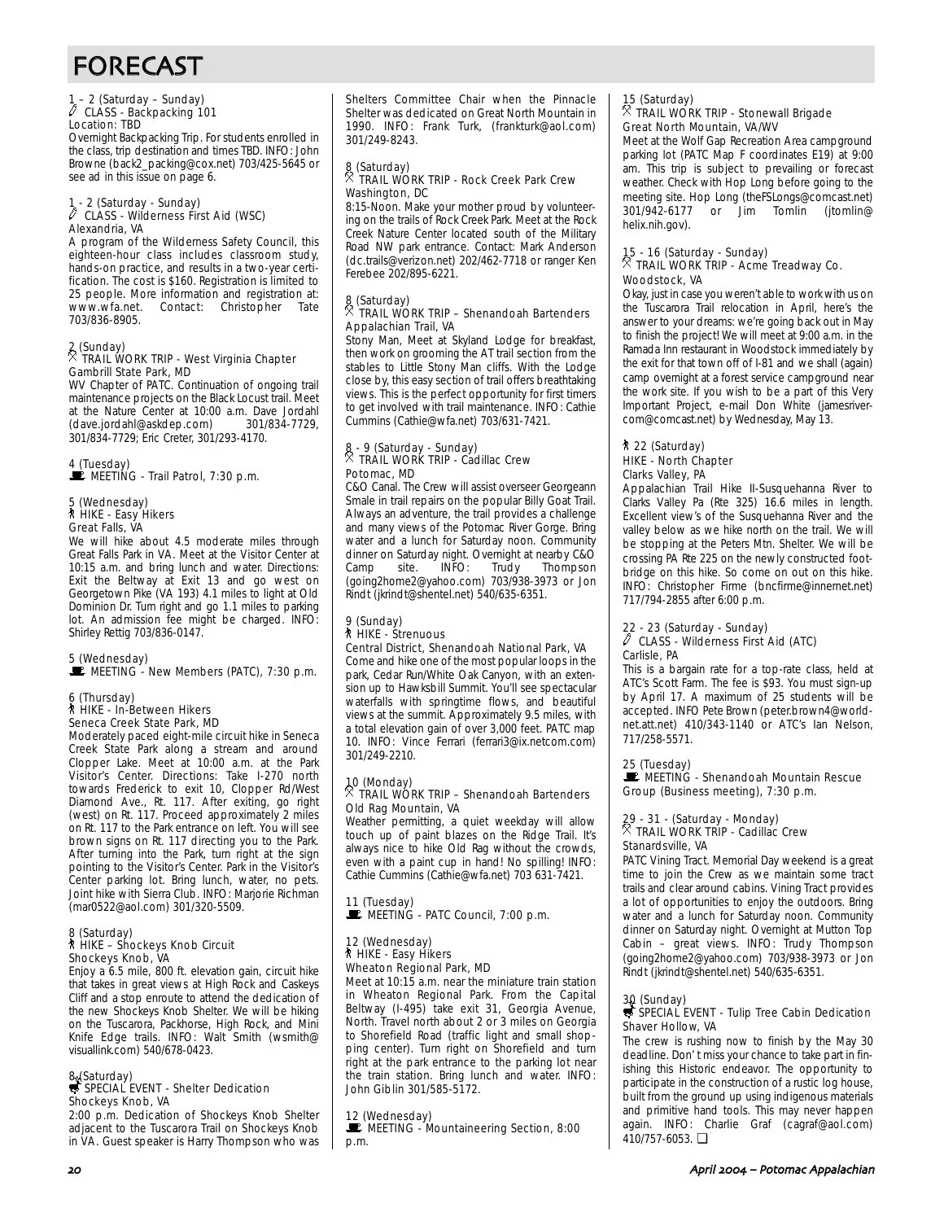# FORECAST

1 – 2 (Saturday – Sunday)
CLASS - Backpacking 101
Location: TBD
Overnight Backpacking Trip. For students enrolled in the class, trip destination and times TBD. INFO: John Browne (back2_packing@cox.net) 703/425-5645 or see ad in this issue on page 6.

1 - 2 (Saturday - Sunday)
CLASS - Wilderness First Aid (WSC)
Alexandria, VA
A program of the Wilderness Safety Council, this eighteen-hour class includes classroom study, hands-on practice, and results in a two-year certification. The cost is $160. Registration is limited to 25 people. More information and registration at: www.wfa.net. Contact: Christopher Tate 703/836-8905.

2 (Sunday)
TRAIL WORK TRIP - West Virginia Chapter
Gambrill State Park, MD
WV Chapter of PATC. Continuation of ongoing trail maintenance projects on the Black Locust trail. Meet at the Nature Center at 10:00 a.m. Dave Jordahl (dave.jordahl@askdep.com) 301/834-7729, 301/834-7729; Eric Creter, 301/293-4170.

4 (Tuesday)
MEETING - Trail Patrol, 7:30 p.m.

5 (Wednesday)
HIKE - Easy Hikers
Great Falls, VA
We will hike about 4.5 moderate miles through Great Falls Park in VA. Meet at the Visitor Center at 10:15 a.m. and bring lunch and water. Directions: Exit the Beltway at Exit 13 and go west on Georgetown Pike (VA 193) 4.1 miles to light at Old Dominion Dr. Turn right and go 1.1 miles to parking lot. An admission fee might be charged. INFO: Shirley Rettig 703/836-0147.

5 (Wednesday)
MEETING - New Members (PATC), 7:30 p.m.

6 (Thursday)
HIKE - In-Between Hikers
Seneca Creek State Park, MD
Moderately paced eight-mile circuit hike in Seneca Creek State Park along a stream and around Clopper Lake. Meet at 10:00 a.m. at the Park Visitor's Center. Directions: Take I-270 north towards Frederick to exit 10, Clopper Rd/West Diamond Ave., Rt. 117. After exiting, go right (west) on Rt. 117. Proceed approximately 2 miles on Rt. 117 to the Park entrance on left. You will see brown signs on Rt. 117 directing you to the Park. After turning into the Park, turn right at the sign pointing to the Visitor's Center. Park in the Visitor's Center parking lot. Bring lunch, water, no pets. Joint hike with Sierra Club. INFO: Marjorie Richman (mar0522@aol.com) 301/320-5509.

8 (Saturday)
HIKE – Shockeys Knob Circuit
Shockeys Knob, VA
Enjoy a 6.5 mile, 800 ft. elevation gain, circuit hike that takes in great views at High Rock and Caskeys Cliff and a stop enroute to attend the dedication of the new Shockeys Knob Shelter. We will be hiking on the Tuscarora, Packhorse, High Rock, and Mini Knife Edge trails. INFO: Walt Smith (wsmith@visuallink.com) 540/678-0423.

8 (Saturday)
SPECIAL EVENT - Shelter Dedication
Shockeys Knob, VA
2:00 p.m. Dedication of Shockeys Knob Shelter adjacent to the Tuscarora Trail on Shockeys Knob in VA. Guest speaker is Harry Thompson who was Shelters Committee Chair when the Pinnacle Shelter was dedicated on Great North Mountain in 1990. INFO: Frank Turk, (frankturk@aol.com) 301/249-8243.

8 (Saturday)
TRAIL WORK TRIP - Rock Creek Park Crew
Washington, DC
8:15-Noon. Make your mother proud by volunteering on the trails of Rock Creek Park. Meet at the Rock Creek Nature Center located south of the Military Road NW park entrance. Contact: Mark Anderson (dc.trails@verizon.net) 202/462-7718 or ranger Ken Ferebee 202/895-6221.

8 (Saturday)
TRAIL WORK TRIP – Shenandoah Bartenders
Appalachian Trail, VA
Stony Man, Meet at Skyland Lodge for breakfast, then work on grooming the AT trail section from the stables to Little Stony Man cliffs. With the Lodge close by, this easy section of trail offers breathtaking views. This is the perfect opportunity for first timers to get involved with trail maintenance. INFO: Cathie Cummins (Cathie@wfa.net) 703/631-7421.

8 - 9 (Saturday - Sunday)
TRAIL WORK TRIP - Cadillac Crew
Potomac, MD
C&O Canal. The Crew will assist overseer Georgeann Smale in trail repairs on the popular Billy Goat Trail. Always an adventure, the trail provides a challenge and many views of the Potomac River Gorge. Bring water and a lunch for Saturday noon. Community dinner on Saturday night. Overnight at nearby C&O Camp site. INFO: Trudy Thompson (going2home2@yahoo.com) 703/938-3973 or Jon Rindt (jkrindt@shentel.net) 540/635-6351.

9 (Sunday)
HIKE - Strenuous
Central District, Shenandoah National Park, VA
Come and hike one of the most popular loops in the park, Cedar Run/White Oak Canyon, with an extension up to Hawksbill Summit. You'll see spectacular waterfalls with springtime flows, and beautiful views at the summit. Approximately 9.5 miles, with a total elevation gain of over 3,000 feet. PATC map 10. INFO: Vince Ferrari (ferrari3@ix.netcom.com) 301/249-2210.

10 (Monday)
TRAIL WORK TRIP – Shenandoah Bartenders
Old Rag Mountain, VA
Weather permitting, a quiet weekday will allow touch up of paint blazes on the Ridge Trail. It's always nice to hike Old Rag without the crowds, even with a paint cup in hand! No spilling! INFO: Cathie Cummins (Cathie@wfa.net) 703 631-7421.

11 (Tuesday)
MEETING - PATC Council, 7:00 p.m.

12 (Wednesday)
HIKE - Easy Hikers
Wheaton Regional Park, MD
Meet at 10:15 a.m. near the miniature train station in Wheaton Regional Park. From the Capital Beltway (I-495) take exit 31, Georgia Avenue, North. Travel north about 2 or 3 miles on Georgia to Shorefield Road (traffic light and small shopping center). Turn right on Shorefield and turn right at the park entrance to the parking lot near the train station. Bring lunch and water. INFO: John Giblin 301/585-5172.

12 (Wednesday)
MEETING - Mountaineering Section, 8:00 p.m.

15 (Saturday)
TRAIL WORK TRIP - Stonewall Brigade
Great North Mountain, VA/WV
Meet at the Wolf Gap Recreation Area campground parking lot (PATC Map F coordinates E19) at 9:00 am. This trip is subject to prevailing or forecast weather. Check with Hop Long before going to the meeting site. Hop Long (theFSLongs@comcast.net) 301/942-6177 or Jim Tomlin (jtomlin@helix.nih.gov).

15 - 16 (Saturday - Sunday)
TRAIL WORK TRIP - Acme Treadway Co.
Woodstock, VA
Okay, just in case you weren't able to work with us on the Tuscarora Trail relocation in April, here's the answer to your dreams: we're going back out in May to finish the project! We will meet at 9:00 a.m. in the Ramada Inn restaurant in Woodstock immediately by the exit for that town off of I-81 and we shall (again) camp overnight at a forest service campground near the work site. If you wish to be a part of this Very Important Project, e-mail Don White (jamesrivercom@comcast.net) by Wednesday, May 13.

22 (Saturday)
HIKE - North Chapter
Clarks Valley, PA
Appalachian Trail Hike II-Susquehanna River to Clarks Valley Pa (Rte 325) 16.6 miles in length. Excellent view's of the Susquehanna River and the valley below as we hike north on the trail. We will be stopping at the Peters Mtn. Shelter. We will be crossing PA Rte 225 on the newly constructed footbridge on this hike. So come on out on this hike. INFO: Christopher Firme (bncfirme@innernet.net) 717/794-2855 after 6:00 p.m.

22 - 23 (Saturday - Sunday)
CLASS - Wilderness First Aid (ATC)
Carlisle, PA
This is a bargain rate for a top-rate class, held at ATC's Scott Farm. The fee is $93. You must sign-up by April 17. A maximum of 25 students will be accepted. INFO Pete Brown (peter.brown4@worldnet.att.net) 410/343-1140 or ATC's Ian Nelson, 717/258-5571.

25 (Tuesday)
MEETING - Shenandoah Mountain Rescue Group (Business meeting), 7:30 p.m.

29 - 31 - (Saturday - Monday)
TRAIL WORK TRIP - Cadillac Crew
Stanardsville, VA
PATC Vining Tract. Memorial Day weekend is a great time to join the Crew as we maintain some tract trails and clear around cabins. Vining Tract provides a lot of opportunities to enjoy the outdoors. Bring water and a lunch for Saturday noon. Community dinner on Saturday night. Overnight at Mutton Top Cabin – great views. INFO: Trudy Thompson (going2home2@yahoo.com) 703/938-3973 or Jon Rindt (jkrindt@shentel.net) 540/635-6351.

30 (Sunday)
SPECIAL EVENT - Tulip Tree Cabin Dedication
Shaver Hollow, VA
The crew is rushing now to finish by the May 30 deadline. Don't miss your chance to take part in finishing this Historic endeavor. The opportunity to participate in the construction of a rustic log house, built from the ground up using indigenous materials and primitive hand tools. This may never happen again. INFO: Charlie Graf (cagraf@aol.com) 410/757-6053. ❑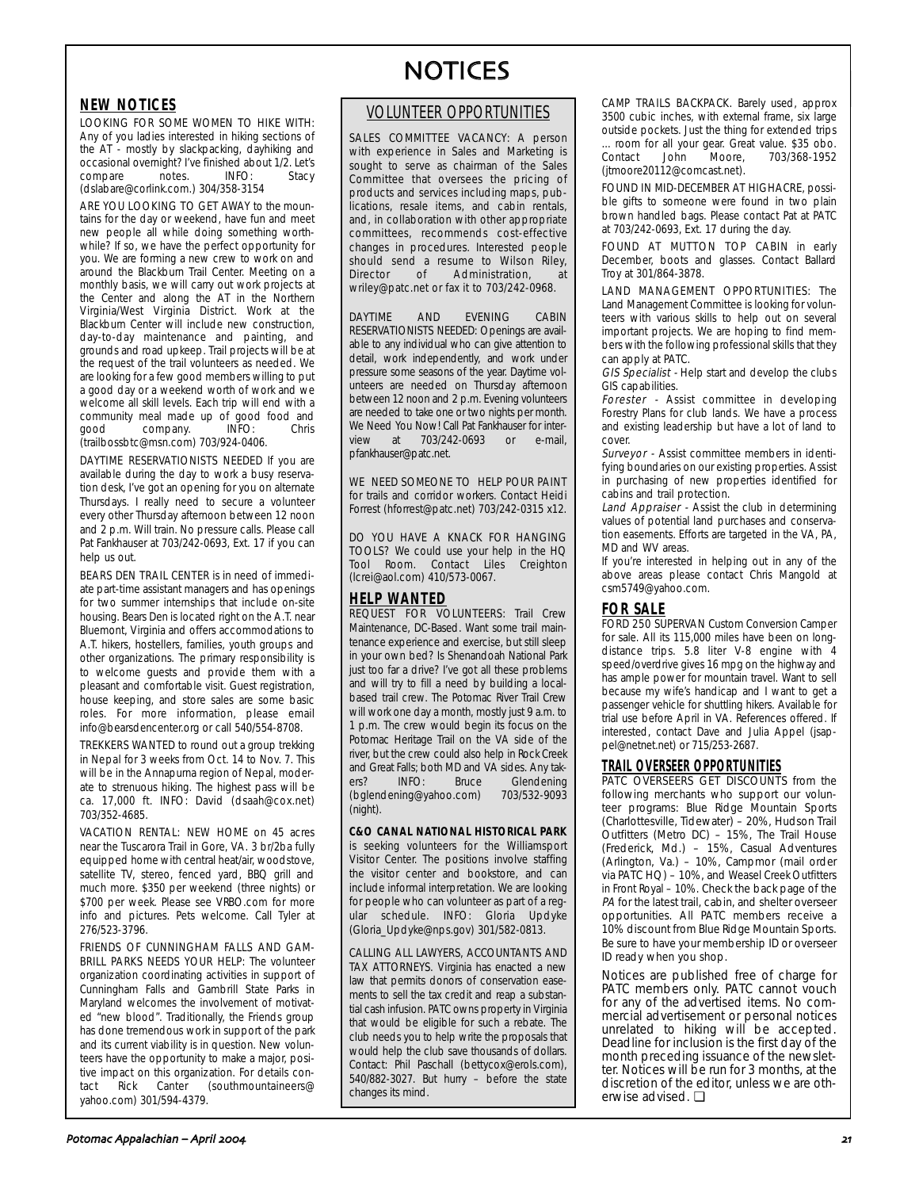# NOTICES

## NEW NOTICES

LOOKING FOR SOME WOMEN TO HIKE WITH: Any of you ladies interested in hiking sections of the AT - mostly by slackpacking, dayhiking and occasional overnight? I've finished about 1/2. Let's compare notes. INFO: Stacy (dslabare@corlink.com.) 304/358-3154

ARE YOU LOOKING TO GET AWAY to the mountains for the day or weekend, have fun and meet new people all while doing something worthwhile? If so, we have the perfect opportunity for you. We are forming a new crew to work on and around the Blackburn Trail Center. Meeting on a monthly basis, we will carry out work projects at the Center and along the AT in the Northern Virginia/West Virginia District. Work at the Blackburn Center will include new construction, day-to-day maintenance and painting, and grounds and road upkeep. Trail projects will be at the request of the trail volunteers as needed. We are looking for a few good members willing to put a good day or a weekend worth of work and we welcome all skill levels. Each trip will end with a community meal made up of good food and good company. INFO: Chris (trailbossbtc@msn.com) 703/924-0406.

DAYTIME RESERVATIONISTS NEEDED If you are available during the day to work a busy reservation desk, I've got an opening for you on alternate Thursdays. I really need to secure a volunteer every other Thursday afternoon between 12 noon and 2 p.m. Will train. No pressure calls. Please call Pat Fankhauser at 703/242-0693, Ext. 17 if you can help us out.

BEARS DEN TRAIL CENTER is in need of immediate part-time assistant managers and has openings for two summer internships that include on-site housing. Bears Den is located right on the A.T. near Bluemont, Virginia and offers accommodations to A.T. hikers, hostellers, families, youth groups and other organizations. The primary responsibility is to welcome guests and provide them with a pleasant and comfortable visit. Guest registration, house keeping, and store sales are some basic roles. For more information, please email info@bearsdencenter.org or call 540/554-8708.

TREKKERS WANTED to round out a group trekking in Nepal for 3 weeks from Oct. 14 to Nov. 7. This will be in the Annapurna region of Nepal, moderate to strenuous hiking. The highest pass will be ca. 17,000 ft. INFO: David (dsaah@cox.net) 703/352-4685.

VACATION RENTAL: NEW HOME on 45 acres near the Tuscarora Trail in Gore, VA. 3 br/2ba fully equipped home with central heat/air, woodstove, satellite TV, stereo, fenced yard, BBQ grill and much more. $350 per weekend (three nights) or $700 per week. Please see VRBO.com for more info and pictures. Pets welcome. Call Tyler at 276/523-3796.

FRIENDS OF CUNNINGHAM FALLS AND GAMBRILL PARKS NEEDS YOUR HELP: The volunteer organization coordinating activities in support of Cunningham Falls and Gambrill State Parks in Maryland welcomes the involvement of motivated "new blood". Traditionally, the Friends group has done tremendous work in support of the park and its current viability is in question. New volunteers have the opportunity to make a major, positive impact on this organization. For details contact Rick Canter (southmountaineers@yahoo.com) 301/594-4379.

## VOLUNTEER OPPORTUNITIES

SALES COMMITTEE VACANCY: A person with experience in Sales and Marketing is sought to serve as chairman of the Sales Committee that oversees the pricing of products and services including maps, publications, resale items, and cabin rentals, and, in collaboration with other appropriate committees, recommends cost-effective changes in procedures. Interested people should send a resume to Wilson Riley, Director of Administration, at wriley@patc.net or fax it to 703/242-0968.

DAYTIME AND EVENING CABIN RESERVATIONISTS NEEDED: Openings are available to any individual who can give attention to detail, work independently, and work under pressure some seasons of the year. Daytime volunteers are needed on Thursday afternoon between 12 noon and 2 p.m. Evening volunteers are needed to take one or two nights per month. We Need You Now! Call Pat Fankhauser for interview at 703/242-0693 or e-mail, pfankhauser@patc.net.

WE NEED SOMEONE TO HELP POUR PAINT for trails and corridor workers. Contact Heidi Forrest (hforrest@patc.net) 703/242-0315 x12.

DO YOU HAVE A KNACK FOR HANGING TOOLS? We could use your help in the HQ Tool Room. Contact Liles Creighton (lcrei@aol.com) 410/573-0067.

## HELP WANTED

REQUEST FOR VOLUNTEERS: Trail Crew Maintenance, DC-Based. Want some trail maintenance experience and exercise, but still sleep in your own bed? Is Shenandoah National Park just too far a drive? I've got all these problems and will try to fill a need by building a local-based trail crew. The Potomac River Trail Crew will work one day a month, mostly just 9 a.m. to 1 p.m. The crew would begin its focus on the Potomac Heritage Trail on the VA side of the river, but the crew could also help in Rock Creek and Great Falls; both MD and VA sides. Any takers? INFO: Bruce Glendening (bglendening@yahoo.com) 703/532-9093 (night).

**C&O CANAL NATIONAL HISTORICAL PARK** is seeking volunteers for the Williamsport Visitor Center. The positions involve staffing the visitor center and bookstore, and can include informal interpretation. We are looking for people who can volunteer as part of a regular schedule. INFO: Gloria Updyke (Gloria_Updyke@nps.gov) 301/582-0813.

CALLING ALL LAWYERS, ACCOUNTANTS AND TAX ATTORNEYS. Virginia has enacted a new law that permits donors of conservation easements to sell the tax credit and reap a substantial cash infusion. PATC owns property in Virginia that would be eligible for such a rebate. The club needs you to help write the proposals that would help the club save thousands of dollars. Contact: Phil Paschall (bettycox@erols.com), 540/882-3027. But hurry – before the state changes its mind.

CAMP TRAILS BACKPACK. Barely used, approx 3500 cubic inches, with external frame, six large outside pockets. Just the thing for extended trips … room for all your gear. Great value. $35 obo. Contact John Moore, 703/368-1952 (jtmoore20112@comcast.net).

FOUND IN MID-DECEMBER AT HIGHACRE, possible gifts to someone were found in two plain brown handled bags. Please contact Pat at PATC at 703/242-0693, Ext. 17 during the day.

FOUND AT MUTTON TOP CABIN in early December, boots and glasses. Contact Ballard Troy at 301/864-3878.

LAND MANAGEMENT OPPORTUNITIES: The Land Management Committee is looking for volunteers with various skills to help out on several important projects. We are hoping to find members with the following professional skills that they can apply at PATC.

*GIS Specialist* - Help start and develop the clubs GIS capabilities.

*Forester* - Assist committee in developing Forestry Plans for club lands. We have a process and existing leadership but have a lot of land to cover.

*Surveyor* - Assist committee members in identifying boundaries on our existing properties. Assist in purchasing of new properties identified for cabins and trail protection.

*Land Appraiser* - Assist the club in determining values of potential land purchases and conservation easements. Efforts are targeted in the VA, PA, MD and WV areas.

If you're interested in helping out in any of the above areas please contact Chris Mangold at csm5749@yahoo.com.

## FOR SALE

FORD 250 SUPERVAN Custom Conversion Camper for sale. All its 115,000 miles have been on long-distance trips. 5.8 liter V-8 engine with 4 speed/overdrive gives 16 mpg on the highway and has ample power for mountain travel. Want to sell because my wife's handicap and I want to get a passenger vehicle for shuttling hikers. Available for trial use before April in VA. References offered. If interested, contact Dave and Julia Appel (jsappel@netnet.net) or 715/253-2687.

## TRAIL OVERSEER OPPORTUNITIES

PATC OVERSEERS GET DISCOUNTS from the following merchants who support our volunteer programs: Blue Ridge Mountain Sports (Charlottesville, Tidewater) – 20%, Hudson Trail Outfitters (Metro DC) – 15%, The Trail House (Frederick, Md.) – 15%, Casual Adventures (Arlington, Va.) – 10%, Campmor (mail order via PATC HQ) – 10%, and Weasel Creek Outfitters in Front Royal – 10%. Check the back page of the *PA* for the latest trail, cabin, and shelter overseer opportunities. All PATC members receive a 10% discount from Blue Ridge Mountain Sports. Be sure to have your membership ID or overseer ID ready when you shop.

Notices are published free of charge for PATC members only. PATC cannot vouch for any of the advertised items. No commercial advertisement or personal notices unrelated to hiking will be accepted. Deadline for inclusion is the first day of the month preceding issuance of the newsletter. Notices will be run for 3 months, at the discretion of the editor, unless we are otherwise advised. ❑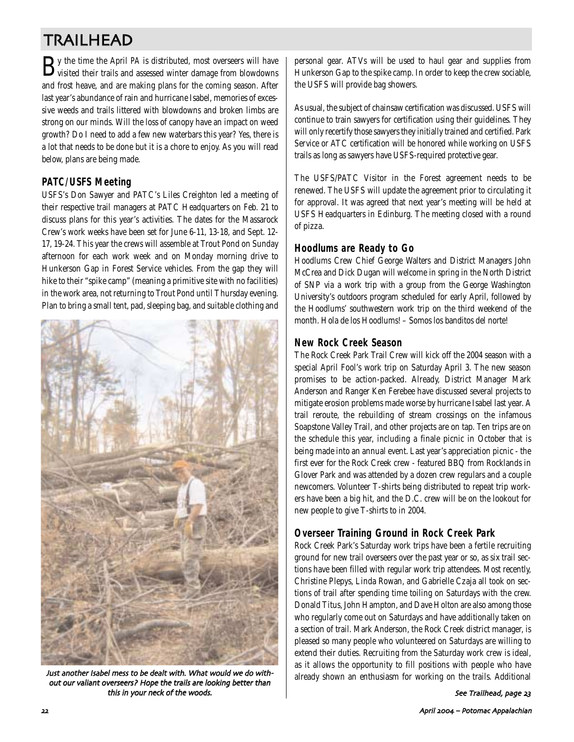# TRAILHEAD

By the time the April *PA* is distributed, most overseers will have visited their trails and assessed winter damage from blowdowns and frost heave, and are making plans for the coming season. After last year's abundance of rain and hurricane Isabel, memories of excessive weeds and trails littered with blowdowns and broken limbs are strong on our minds. Will the loss of canopy have an impact on weed growth? Do I need to add a few new waterbars this year? Yes, there is a lot that needs to be done but it is a chore to enjoy. As you will read below, plans are being made.

## PATC/USFS Meeting

USFS's Don Sawyer and PATC's Liles Creighton led a meeting of their respective trail managers at PATC Headquarters on Feb. 21 to discuss plans for this year's activities. The dates for the Massarock Crew's work weeks have been set for June 6-11, 13-18, and Sept. 12-17, 19-24. This year the crews will assemble at Trout Pond on Sunday afternoon for each work week and on Monday morning drive to Hunkerson Gap in Forest Service vehicles. From the gap they will hike to their "spike camp" (meaning a primitive site with no facilities) in the work area, not returning to Trout Pond until Thursday evening. Plan to bring a small tent, pad, sleeping bag, and suitable clothing and personal gear. ATVs will be used to haul gear and supplies from Hunkerson Gap to the spike camp. In order to keep the crew sociable, the USFS will provide bag showers.

*Just another Isabel mess to be dealt with. What would we do without our valiant overseers? Hope the trails are looking better than this in your neck of the woods.*

As usual, the subject of chainsaw certification was discussed. USFS will continue to train sawyers for certification using their guidelines. They will only recertify those sawyers they initially trained and certified. Park Service or ATC certification will be honored while working on USFS trails as long as sawyers have USFS-required protective gear.

The USFS/PATC Visitor in the Forest agreement needs to be renewed. The USFS will update the agreement prior to circulating it for approval. It was agreed that next year's meeting will be held at USFS Headquarters in Edinburg. The meeting closed with a round of pizza.

## Hoodlums are Ready to Go

Hoodlums Crew Chief George Walters and District Managers John McCrea and Dick Dugan will welcome in spring in the North District of SNP via a work trip with a group from the George Washington University's outdoors program scheduled for early April, followed by the Hoodlums' southwestern work trip on the third weekend of the month. *Hola de los Hoodlums! – Somos los banditos del norte!*

## New Rock Creek Season

The Rock Creek Park Trail Crew will kick off the 2004 season with a special April Fool's work trip on Saturday April 3. The new season promises to be action-packed. Already, District Manager Mark Anderson and Ranger Ken Ferebee have discussed several projects to mitigate erosion problems made worse by hurricane Isabel last year. A trail reroute, the rebuilding of stream crossings on the infamous Soapstone Valley Trail, and other projects are on tap. Ten trips are on the schedule this year, including a finale picnic in October that is being made into an annual event. Last year's appreciation picnic - the first ever for the Rock Creek crew - featured BBQ from Rocklands in Glover Park and was attended by a dozen crew regulars and a couple newcomers. Volunteer T-shirts being distributed to repeat trip workers have been a big hit, and the D.C. crew will be on the lookout for new people to give T-shirts to in 2004.

## Overseer Training Ground in Rock Creek Park

Rock Creek Park's Saturday work trips have been a fertile recruiting ground for new trail overseers over the past year or so, as six trail sections have been filled with regular work trip attendees. Most recently, Christine Plepys, Linda Rowan, and Gabrielle Czaja all took on sections of trail after spending time toiling on Saturdays with the crew. Donald Titus, John Hampton, and Dave Holton are also among those who regularly come out on Saturdays and have additionally taken on a section of trail. Mark Anderson, the Rock Creek district manager, is pleased so many people who volunteered on Saturdays are willing to extend their duties. Recruiting from the Saturday work crew is ideal, as it allows the opportunity to fill positions with people who have already shown an enthusiasm for working on the trails. Additional

*See Trailhead, page 23*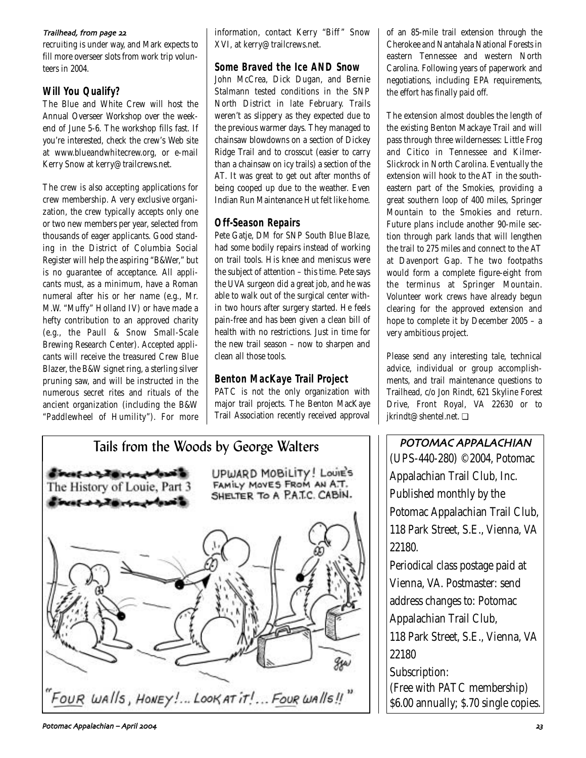*Trailhead, from page 22*

recruiting is under way, and Mark expects to fill more overseer slots from work trip volunteers in 2004.

## Will You Qualify?

The Blue and White Crew will host the Annual Overseer Workshop over the weekend of June 5-6. The workshop fills fast. If you're interested, check the crew's Web site at www.blueandwhitecrew.org, or e-mail Kerry Snow at kerry@trailcrews.net.

The crew is also accepting applications for crew membership. A very exclusive organization, the crew typically accepts only one or two new members per year, selected from thousands of eager applicants. Good standing in the District of Columbia Social Register will help the aspiring "B&Wer," but is no guarantee of acceptance. All applicants must, as a minimum, have a Roman numeral after his or her name (e.g., Mr. M.W. "Muffy" Holland IV) or have made a hefty contribution to an approved charity (e.g., the Paull & Snow Small-Scale Brewing Research Center). Accepted applicants will receive the treasured Crew Blue Blazer, the B&W signet ring, a sterling silver pruning saw, and will be instructed in the numerous secret rites and rituals of the ancient organization (including the B&W "Paddlewheel of Humility"). For more information, contact Kerry "Biff" Snow XVI, at kerry@trailcrews.net.

## Some Braved the Ice AND Snow

John McCrea, Dick Dugan, and Bernie Stalmann tested conditions in the SNP North District in late February. Trails weren't as slippery as they expected due to the previous warmer days. They managed to chainsaw blowdowns on a section of Dickey Ridge Trail and to crosscut (easier to carry than a chainsaw on icy trails) a section of the AT. It was great to get out after months of being cooped up due to the weather. Even Indian Run Maintenance Hut felt like home.

## Off-Season Repairs

Pete Gatje, DM for SNP South Blue Blaze, had some bodily repairs instead of working on trail tools. His knee and meniscus were the subject of attention – this time. Pete says the UVA surgeon did a great job, and he was able to walk out of the surgical center within two hours after surgery started. He feels pain-free and has been given a clean bill of health with no restrictions. Just in time for the new trail season – now to sharpen and clean all those tools.

## Benton MacKaye Trail Project

PATC is not the only organization with major trail projects. The Benton MacKaye Trail Association recently received approval of an 85-mile trail extension through the Cherokee and Nantahala National Forests in eastern Tennessee and western North Carolina. Following years of paperwork and negotiations, including EPA requirements, the effort has finally paid off.

The extension almost doubles the length of the existing Benton Mackaye Trail and will pass through three wildernesses: Little Frog and Citico in Tennessee and Kilmer-Slickrock in North Carolina. Eventually the extension will hook to the AT in the southeastern part of the Smokies, providing a great southern loop of 400 miles, Springer Mountain to the Smokies and return. Future plans include another 90-mile section through park lands that will lengthen the trail to 275 miles and connect to the AT at Davenport Gap. The two footpaths would form a complete figure-eight from the terminus at Springer Mountain. Volunteer work crews have already begun clearing for the approved extension and hope to complete it by December 2005 – a very ambitious project.

Please send any interesting tale, technical advice, individual or group accomplishments, and trail maintenance questions to Trailhead, c/o Jon Rindt, 621 Skyline Forest Drive, Front Royal, VA 22630 or to jkrindt@shentel.net. ❑

## Tails from the Woods by George Walters

The History of Louie, Part 3

UPWARD MOBILITY! LOUIE'S FAMILY MOVES FROM AN A.T. SHELTER TO A P.A.T.C. CABIN.

"FOUR WALLS, HONEY!... LOOK AT IT!... FOUR WALLS!!"

**POTOMAC APPALACHIAN**

(UPS-440-280) ©2004, Potomac Appalachian Trail Club, Inc. Published monthly by the Potomac Appalachian Trail Club, 118 Park Street, S.E., Vienna, VA 22180.

Periodical class postage paid at Vienna, VA. Postmaster: send address changes to: Potomac Appalachian Trail Club, 118 Park Street, S.E., Vienna, VA 22180

Subscription: (Free with PATC membership) $6.00 annually; $.70 single copies.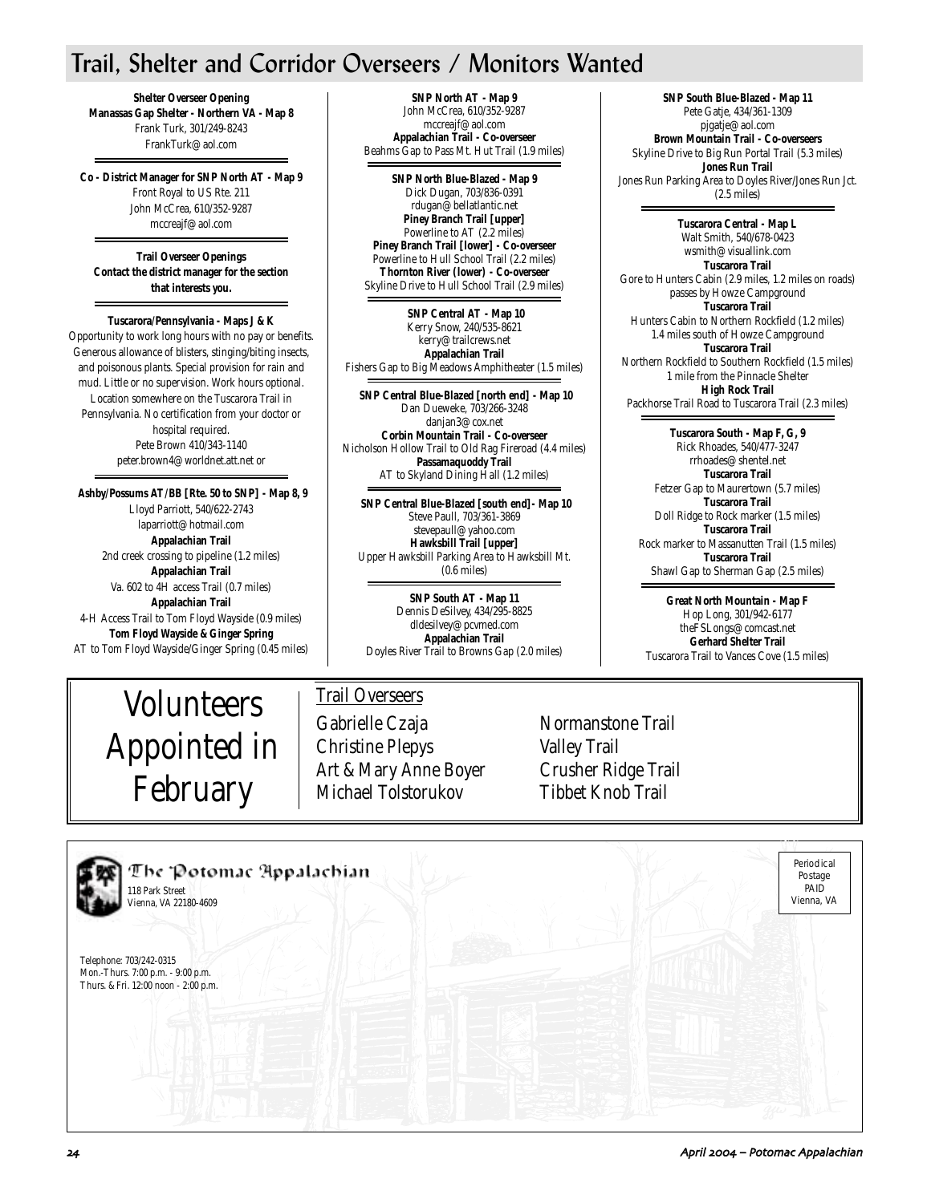# Trail, Shelter and Corridor Overseers / Monitors Wanted

**Shelter Overseer Opening**
**Manassas Gap Shelter - Northern VA - Map 8**
Frank Turk, 301/249-8243
FrankTurk@aol.com

**Co - District Manager for SNP North AT - Map 9**
Front Royal to US Rte. 211
John McCrea, 610/352-9287
mccreajf@aol.com

**Trail Overseer Openings**
**Contact the district manager for the section that interests you.**

**Tuscarora/Pennsylvania - Maps J & K**
Opportunity to work long hours with no pay or benefits. Generous allowance of blisters, stinging/biting insects, and poisonous plants. Special provision for rain and mud. Little or no supervision. Work hours optional. Location somewhere on the Tuscarora Trail in Pennsylvania. No certification from your doctor or hospital required.
Pete Brown 410/343-1140
peter.brown4@worldnet.att.net or

**Ashby/Possums AT/BB [Rte. 50 to SNP] - Map 8, 9**
Lloyd Parriott, 540/622-2743
laparriott@hotmail.com
**Appalachian Trail**
2nd creek crossing to pipeline (1.2 miles)
**Appalachian Trail**
Va. 602 to 4H access Trail (0.7 miles)
**Appalachian Trail**
4-H Access Trail to Tom Floyd Wayside (0.9 miles)
**Tom Floyd Wayside & Ginger Spring**
AT to Tom Floyd Wayside/Ginger Spring (0.45 miles)

**SNP North AT - Map 9**
John McCrea, 610/352-9287
mccreajf@aol.com
**Appalachian Trail - Co-overseer**
Beahms Gap to Pass Mt. Hut Trail (1.9 miles)

**SNP North Blue-Blazed - Map 9**
Dick Dugan, 703/836-0391
rdugan@bellatlantic.net
**Piney Branch Trail [upper]**
Powerline to AT (2.2 miles)
**Piney Branch Trail [lower] - Co-overseer**
Powerline to Hull School Trail (2.2 miles)
**Thornton River (lower) - Co-overseer**
Skyline Drive to Hull School Trail (2.9 miles)

**SNP Central AT - Map 10**
Kerry Snow, 240/535-8621
kerry@trailcrews.net
**Appalachian Trail**
Fishers Gap to Big Meadows Amphitheater (1.5 miles)

**SNP Central Blue-Blazed [north end] - Map 10**
Dan Dueweke, 703/266-3248
danjan3@cox.net
**Corbin Mountain Trail - Co-overseer**
Nicholson Hollow Trail to Old Rag Fireroad (4.4 miles)
**Passamaquoddy Trail**
AT to Skyland Dining Hall (1.2 miles)

**SNP Central Blue-Blazed [south end]- Map 10**
Steve Paull, 703/361-3869
stevepaull@yahoo.com
**Hawksbill Trail [upper]**
Upper Hawksbill Parking Area to Hawksbill Mt. (0.6 miles)

**SNP South AT - Map 11**
Dennis DeSilvey, 434/295-8825
dldesilvey@pcvmed.com
**Appalachian Trail**
Doyles River Trail to Browns Gap (2.0 miles)

**SNP South Blue-Blazed - Map 11**
Pete Gatje, 434/361-1309
pjgatje@aol.com
**Brown Mountain Trail - Co-overseers**
Skyline Drive to Big Run Portal Trail (5.3 miles)
**Jones Run Trail**
Jones Run Parking Area to Doyles River/Jones Run Jct. (2.5 miles)

**Tuscarora Central - Map L**
Walt Smith, 540/678-0423
wsmith@visuallink.com
**Tuscarora Trail**
Gore to Hunters Cabin (2.9 miles, 1.2 miles on roads) passes by Howze Campground
**Tuscarora Trail**
Hunters Cabin to Northern Rockfield (1.2 miles) 1.4 miles south of Howze Campground
**Tuscarora Trail**
Northern Rockfield to Southern Rockfield (1.5 miles) 1 mile from the Pinnacle Shelter
**High Rock Trail**
Packhorse Trail Road to Tuscarora Trail (2.3 miles)

**Tuscarora South - Map F, G, 9**
Rick Rhoades, 540/477-3247
rrhoades@shentel.net
**Tuscarora Trail**
Fetzer Gap to Maurertown (5.7 miles)
**Tuscarora Trail**
Doll Ridge to Rock marker (1.5 miles)
**Tuscarora Trail**
Rock marker to Massanutten Trail (1.5 miles)
**Tuscarora Trail**
Shawl Gap to Sherman Gap (2.5 miles)

**Great North Mountain - Map F**
Hop Long, 301/942-6177
theFSLongs@comcast.net
**Gerhard Shelter Trail**
Tuscarora Trail to Vances Cove (1.5 miles)

## Volunteers Appointed in February

Trail Overseers

| | |
|---|---|
| Gabrielle Czaja | Normanstone Trail |
| Christine Plepys | Valley Trail |
| Art & Mary Anne Boyer | Crusher Ridge Trail |
| Michael Tolstorukov | Tibbet Knob Trail |

The Potomac Appalachian
118 Park Street
Vienna, VA 22180-4609

Periodical Postage PAID Vienna, VA

Telephone: 703/242-0315
Mon.-Thurs. 7:00 p.m. - 9:00 p.m.
Thurs. & Fri. 12:00 noon - 2:00 p.m.